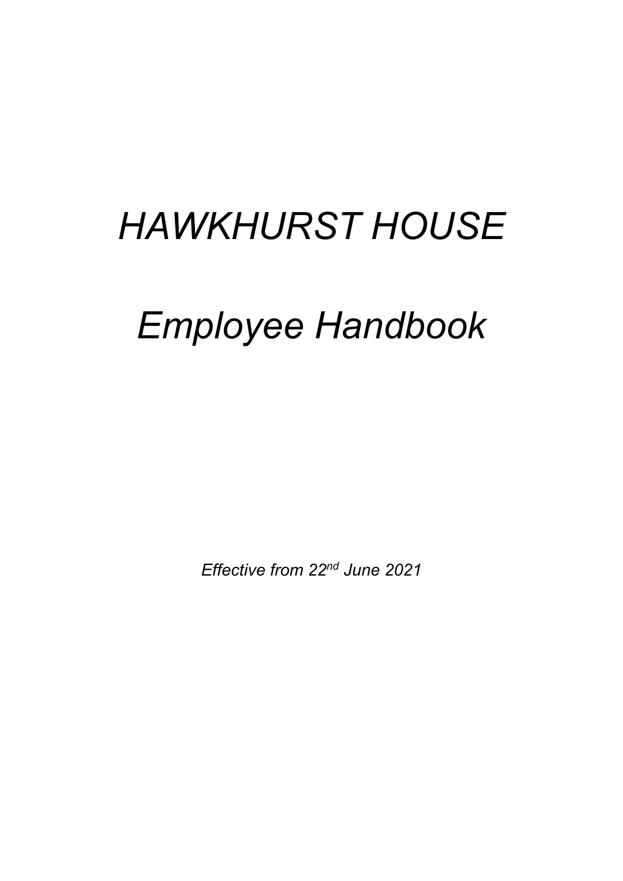# *HAWKHURST HOUSE*

# *Employee Handbook*

*Effective from 22nd June 2021*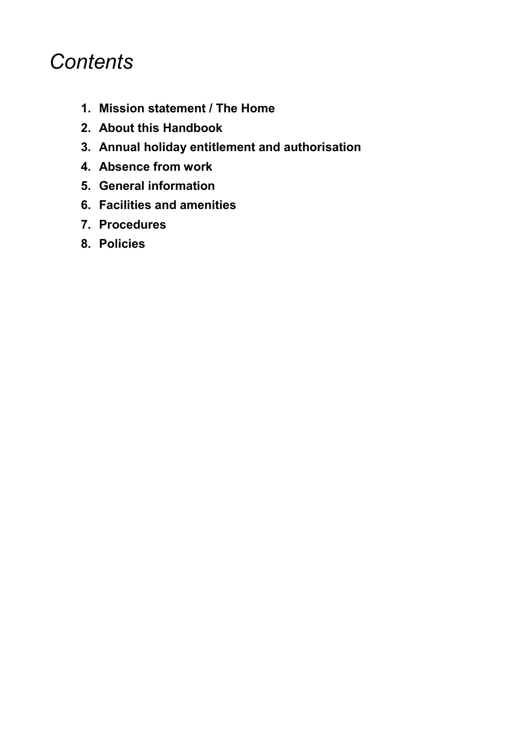# *Contents*

1. **Mission statement / The Home**
2. **About this Handbook**
3. **Annual holiday entitlement and authorisation**
4. **Absence from work**
5. **General information**
6. **Facilities and amenities**
7. **Procedures**
8. **Policies**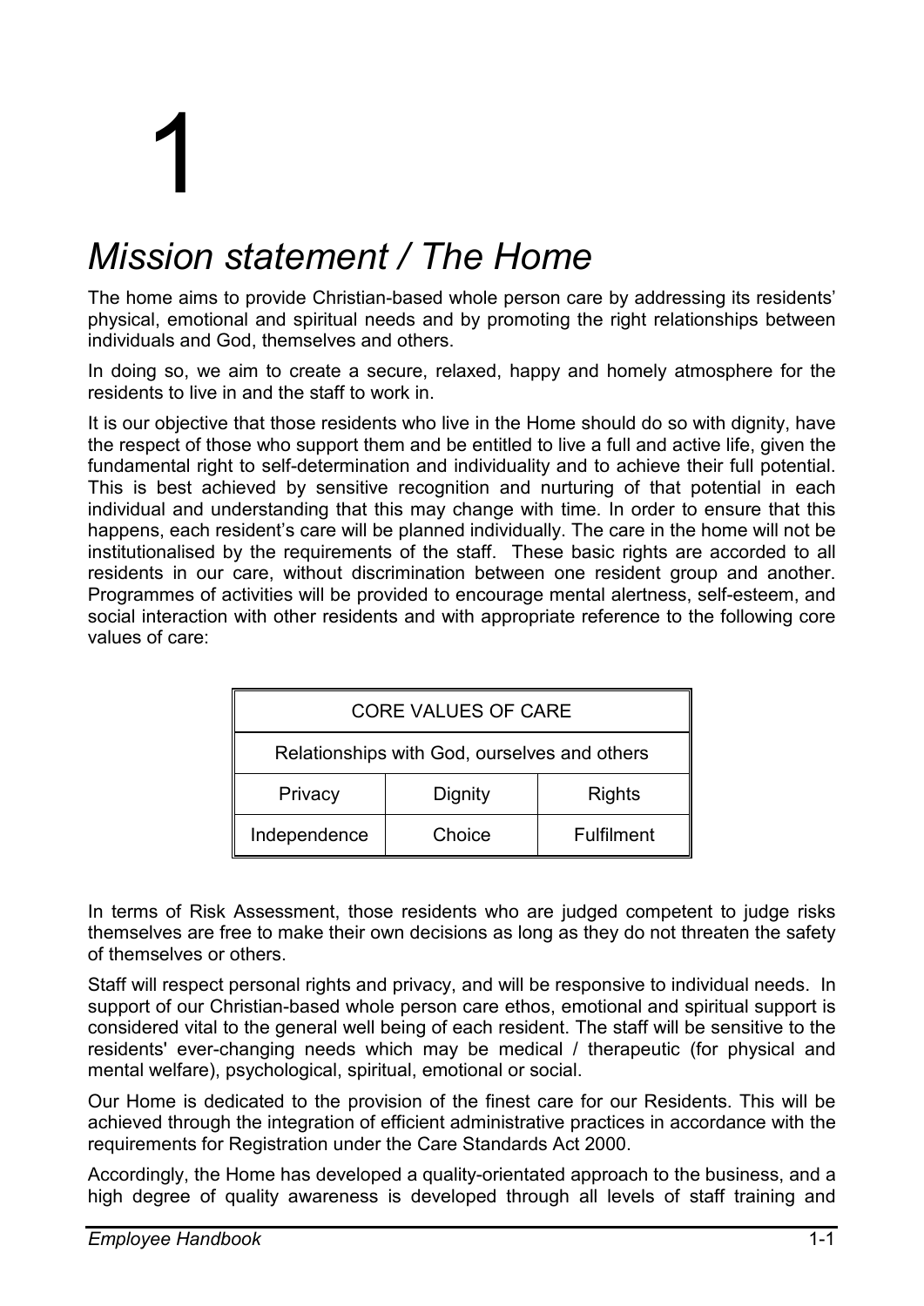# 1

# *Mission statement / The Home*

The home aims to provide Christian-based whole person care by addressing its residents' physical, emotional and spiritual needs and by promoting the right relationships between individuals and God, themselves and others.

In doing so, we aim to create a secure, relaxed, happy and homely atmosphere for the residents to live in and the staff to work in.

It is our objective that those residents who live in the Home should do so with dignity, have the respect of those who support them and be entitled to live a full and active life, given the fundamental right to self-determination and individuality and to achieve their full potential. This is best achieved by sensitive recognition and nurturing of that potential in each individual and understanding that this may change with time. In order to ensure that this happens, each resident's care will be planned individually. The care in the home will not be institutionalised by the requirements of the staff. These basic rights are accorded to all residents in our care, without discrimination between one resident group and another. Programmes of activities will be provided to encourage mental alertness, self-esteem, and social interaction with other residents and with appropriate reference to the following core values of care:

| CORE VALUES OF CARE | | |
|---|---|---|
| Relationships with God, ourselves and others | | |
| Privacy | Dignity | Rights |
| Independence | Choice | Fulfilment |

In terms of Risk Assessment, those residents who are judged competent to judge risks themselves are free to make their own decisions as long as they do not threaten the safety of themselves or others.

Staff will respect personal rights and privacy, and will be responsive to individual needs. In support of our Christian-based whole person care ethos, emotional and spiritual support is considered vital to the general well being of each resident. The staff will be sensitive to the residents' ever-changing needs which may be medical / therapeutic (for physical and mental welfare), psychological, spiritual, emotional or social.

Our Home is dedicated to the provision of the finest care for our Residents. This will be achieved through the integration of efficient administrative practices in accordance with the requirements for Registration under the Care Standards Act 2000.

Accordingly, the Home has developed a quality-orientated approach to the business, and a high degree of quality awareness is developed through all levels of staff training and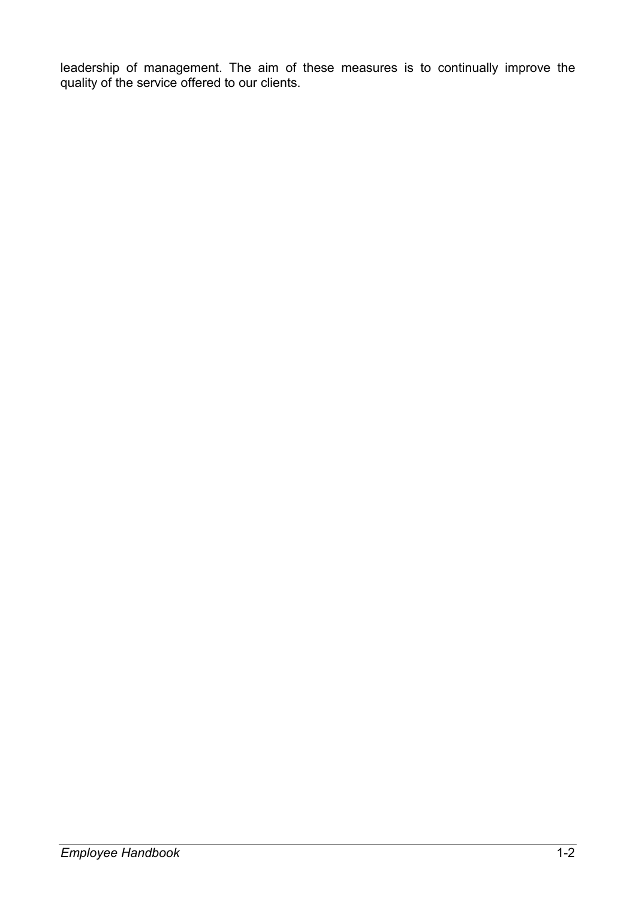leadership of management. The aim of these measures is to continually improve the quality of the service offered to our clients.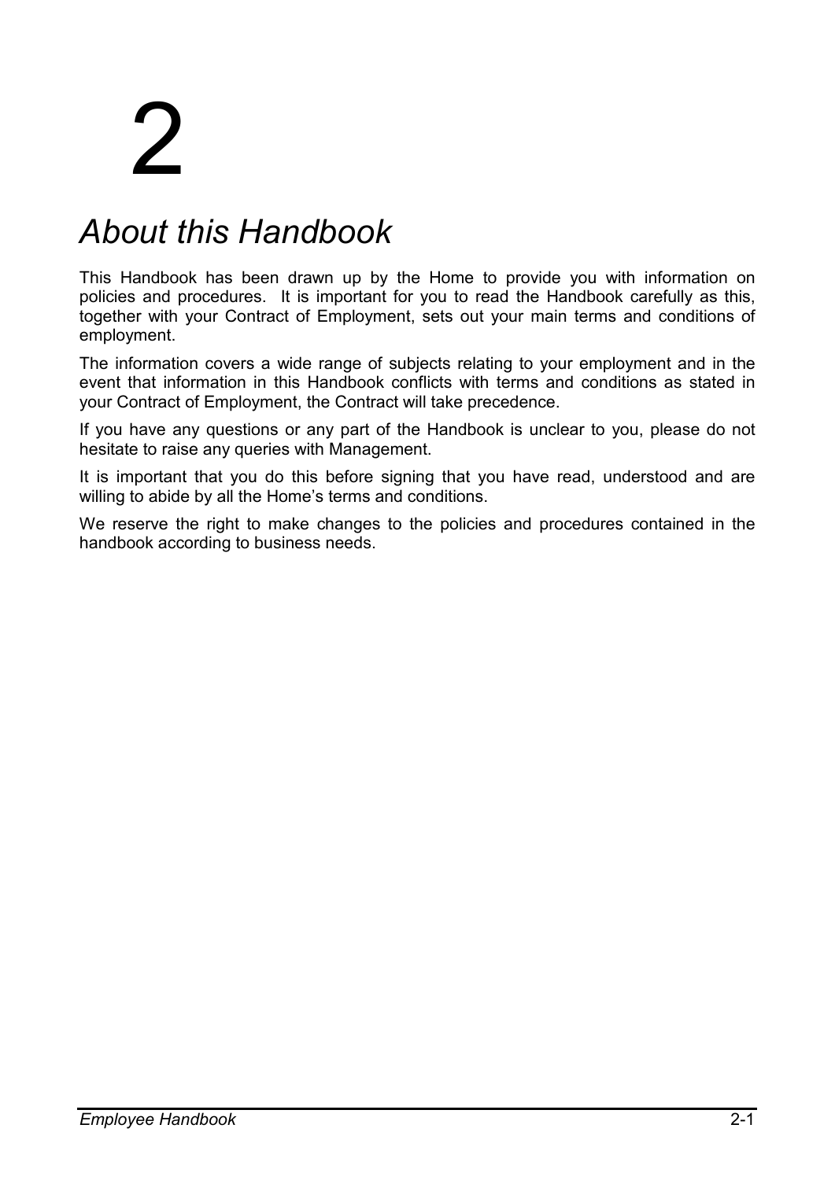# 2

## *About this Handbook*

This Handbook has been drawn up by the Home to provide you with information on policies and procedures. It is important for you to read the Handbook carefully as this, together with your Contract of Employment, sets out your main terms and conditions of employment.

The information covers a wide range of subjects relating to your employment and in the event that information in this Handbook conflicts with terms and conditions as stated in your Contract of Employment, the Contract will take precedence.

If you have any questions or any part of the Handbook is unclear to you, please do not hesitate to raise any queries with Management.

It is important that you do this before signing that you have read, understood and are willing to abide by all the Home's terms and conditions.

We reserve the right to make changes to the policies and procedures contained in the handbook according to business needs.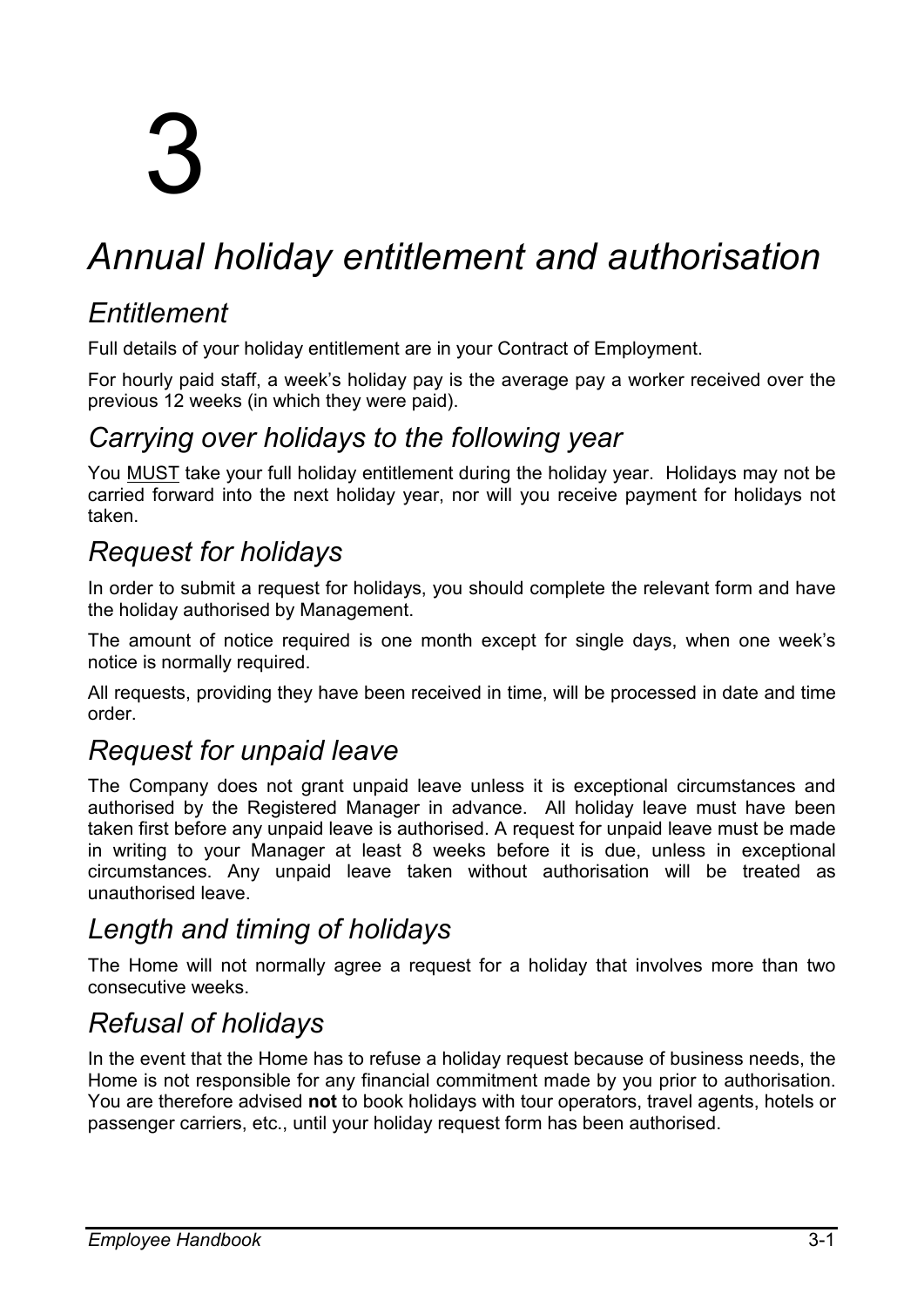# 3

# *Annual holiday entitlement and authorisation*

## *Entitlement*

Full details of your holiday entitlement are in your Contract of Employment.

For hourly paid staff, a week's holiday pay is the average pay a worker received over the previous 12 weeks (in which they were paid).

## *Carrying over holidays to the following year*

You <u>MUST</u> take your full holiday entitlement during the holiday year. Holidays may not be carried forward into the next holiday year, nor will you receive payment for holidays not taken.

## *Request for holidays*

In order to submit a request for holidays, you should complete the relevant form and have the holiday authorised by Management.

The amount of notice required is one month except for single days, when one week's notice is normally required.

All requests, providing they have been received in time, will be processed in date and time order.

## *Request for unpaid leave*

The Company does not grant unpaid leave unless it is exceptional circumstances and authorised by the Registered Manager in advance. All holiday leave must have been taken first before any unpaid leave is authorised. A request for unpaid leave must be made in writing to your Manager at least 8 weeks before it is due, unless in exceptional circumstances. Any unpaid leave taken without authorisation will be treated as unauthorised leave.

## *Length and timing of holidays*

The Home will not normally agree a request for a holiday that involves more than two consecutive weeks.

## *Refusal of holidays*

In the event that the Home has to refuse a holiday request because of business needs, the Home is not responsible for any financial commitment made by you prior to authorisation. You are therefore advised **not** to book holidays with tour operators, travel agents, hotels or passenger carriers, etc., until your holiday request form has been authorised.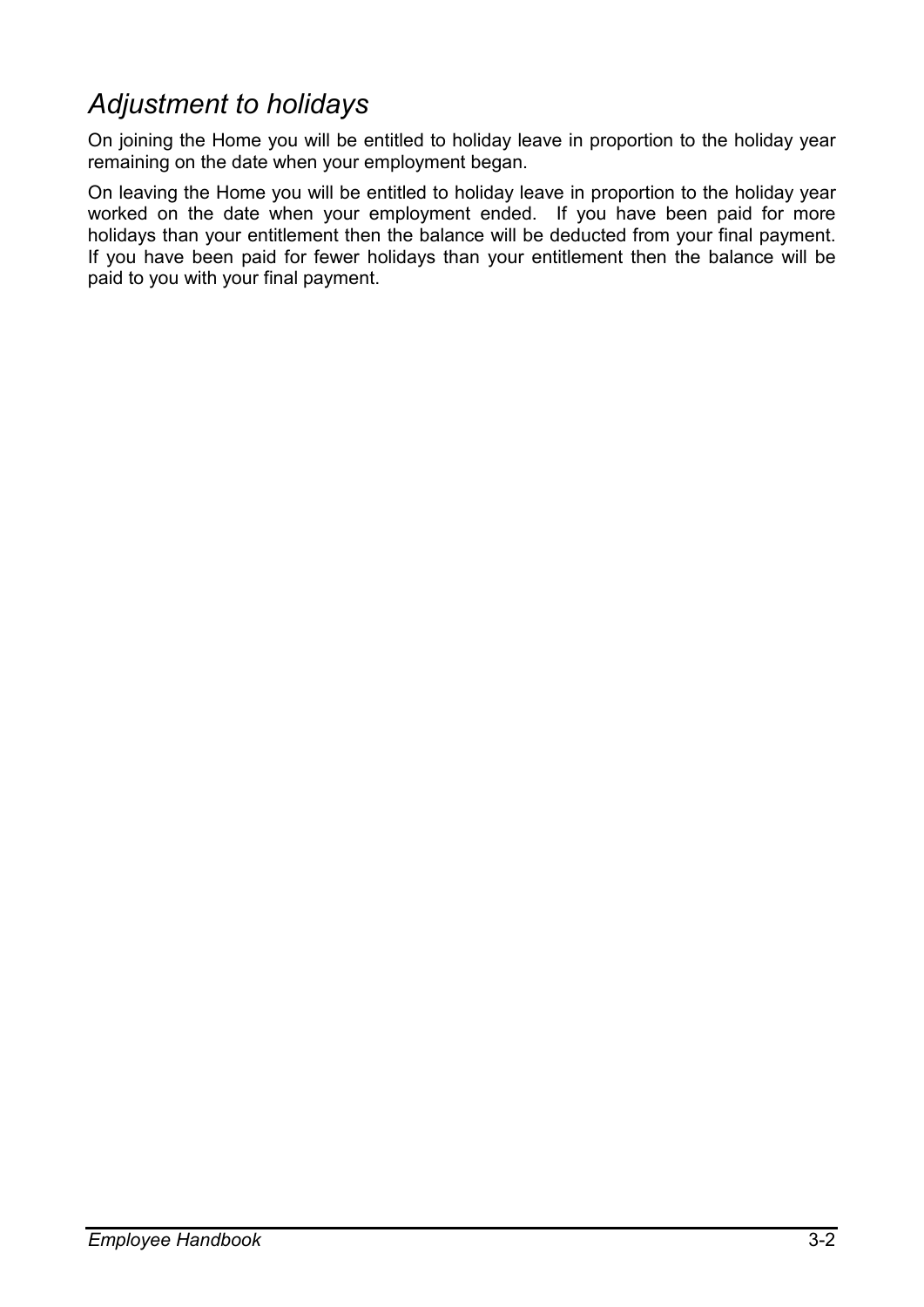## *Adjustment to holidays*

On joining the Home you will be entitled to holiday leave in proportion to the holiday year remaining on the date when your employment began.

On leaving the Home you will be entitled to holiday leave in proportion to the holiday year worked on the date when your employment ended. If you have been paid for more holidays than your entitlement then the balance will be deducted from your final payment. If you have been paid for fewer holidays than your entitlement then the balance will be paid to you with your final payment.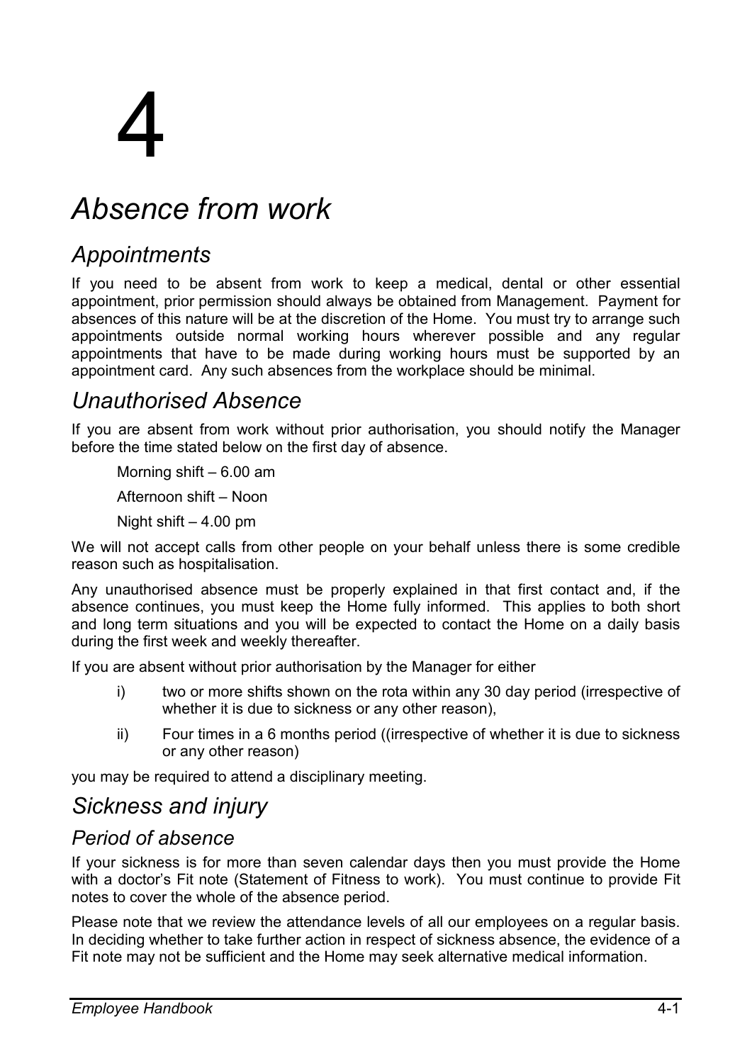# 4

# Absence from work

## Appointments

If you need to be absent from work to keep a medical, dental or other essential appointment, prior permission should always be obtained from Management. Payment for absences of this nature will be at the discretion of the Home. You must try to arrange such appointments outside normal working hours wherever possible and any regular appointments that have to be made during working hours must be supported by an appointment card. Any such absences from the workplace should be minimal.

## Unauthorised Absence

If you are absent from work without prior authorisation, you should notify the Manager before the time stated below on the first day of absence.

Morning shift – 6.00 am

Afternoon shift – Noon

Night shift – 4.00 pm

We will not accept calls from other people on your behalf unless there is some credible reason such as hospitalisation.

Any unauthorised absence must be properly explained in that first contact and, if the absence continues, you must keep the Home fully informed. This applies to both short and long term situations and you will be expected to contact the Home on a daily basis during the first week and weekly thereafter.

If you are absent without prior authorisation by the Manager for either

- i) two or more shifts shown on the rota within any 30 day period (irrespective of whether it is due to sickness or any other reason),
- ii) Four times in a 6 months period ((irrespective of whether it is due to sickness or any other reason)

you may be required to attend a disciplinary meeting.

## Sickness and injury

### Period of absence

If your sickness is for more than seven calendar days then you must provide the Home with a doctor's Fit note (Statement of Fitness to work). You must continue to provide Fit notes to cover the whole of the absence period.

Please note that we review the attendance levels of all our employees on a regular basis. In deciding whether to take further action in respect of sickness absence, the evidence of a Fit note may not be sufficient and the Home may seek alternative medical information.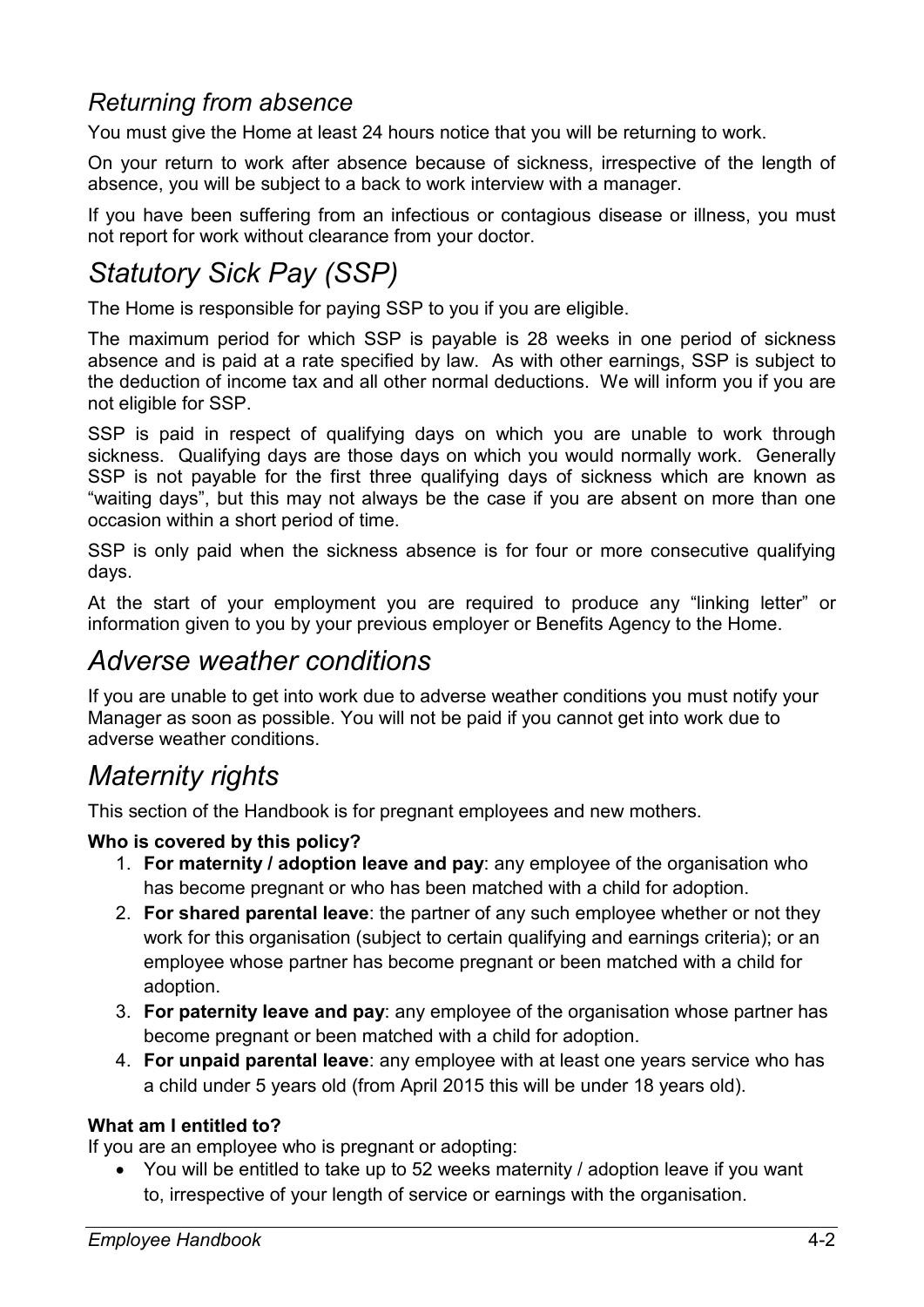### *Returning from absence*

You must give the Home at least 24 hours notice that you will be returning to work.

On your return to work after absence because of sickness, irrespective of the length of absence, you will be subject to a back to work interview with a manager.

If you have been suffering from an infectious or contagious disease or illness, you must not report for work without clearance from your doctor.

## *Statutory Sick Pay (SSP)*

The Home is responsible for paying SSP to you if you are eligible.

The maximum period for which SSP is payable is 28 weeks in one period of sickness absence and is paid at a rate specified by law. As with other earnings, SSP is subject to the deduction of income tax and all other normal deductions. We will inform you if you are not eligible for SSP.

SSP is paid in respect of qualifying days on which you are unable to work through sickness. Qualifying days are those days on which you would normally work. Generally SSP is not payable for the first three qualifying days of sickness which are known as "waiting days", but this may not always be the case if you are absent on more than one occasion within a short period of time.

SSP is only paid when the sickness absence is for four or more consecutive qualifying days.

At the start of your employment you are required to produce any "linking letter" or information given to you by your previous employer or Benefits Agency to the Home.

## *Adverse weather conditions*

If you are unable to get into work due to adverse weather conditions you must notify your Manager as soon as possible. You will not be paid if you cannot get into work due to adverse weather conditions.

## *Maternity rights*

This section of the Handbook is for pregnant employees and new mothers.

**Who is covered by this policy?**

1. **For maternity / adoption leave and pay**: any employee of the organisation who has become pregnant or who has been matched with a child for adoption.
2. **For shared parental leave**: the partner of any such employee whether or not they work for this organisation (subject to certain qualifying and earnings criteria); or an employee whose partner has become pregnant or been matched with a child for adoption.
3. **For paternity leave and pay**: any employee of the organisation whose partner has become pregnant or been matched with a child for adoption.
4. **For unpaid parental leave**: any employee with at least one years service who has a child under 5 years old (from April 2015 this will be under 18 years old).

**What am I entitled to?**

If you are an employee who is pregnant or adopting:

- You will be entitled to take up to 52 weeks maternity / adoption leave if you want to, irrespective of your length of service or earnings with the organisation.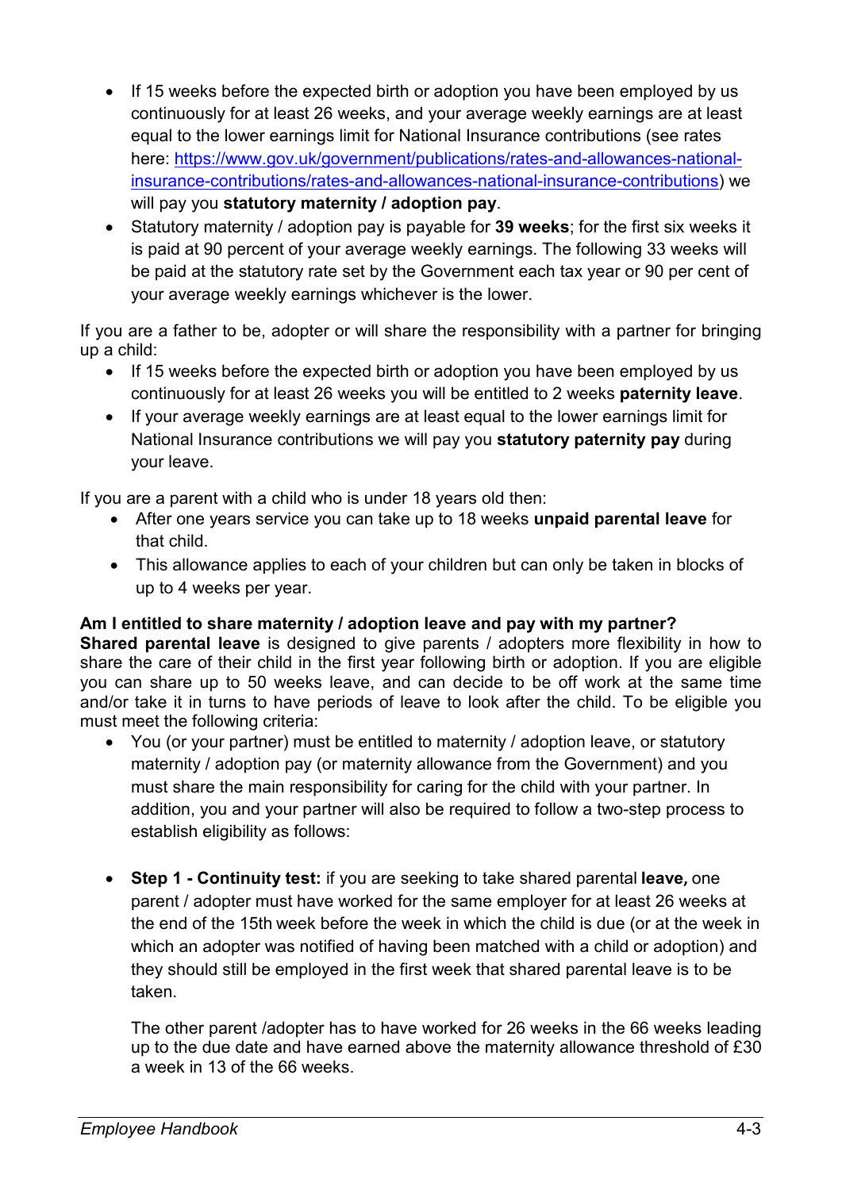- If 15 weeks before the expected birth or adoption you have been employed by us continuously for at least 26 weeks, and your average weekly earnings are at least equal to the lower earnings limit for National Insurance contributions (see rates here: [https://www.gov.uk/government/publications/rates-and-allowances-national-insurance-contributions/rates-and-allowances-national-insurance-contributions](https://www.gov.uk/government/publications/rates-and-allowances-national-insurance-contributions/rates-and-allowances-national-insurance-contributions)) we will pay you **statutory maternity / adoption pay**.
- Statutory maternity / adoption pay is payable for **39 weeks**; for the first six weeks it is paid at 90 percent of your average weekly earnings. The following 33 weeks will be paid at the statutory rate set by the Government each tax year or 90 per cent of your average weekly earnings whichever is the lower.

If you are a father to be, adopter or will share the responsibility with a partner for bringing up a child:

- If 15 weeks before the expected birth or adoption you have been employed by us continuously for at least 26 weeks you will be entitled to 2 weeks **paternity leave**.
- If your average weekly earnings are at least equal to the lower earnings limit for National Insurance contributions we will pay you **statutory paternity pay** during your leave.

If you are a parent with a child who is under 18 years old then:

- After one years service you can take up to 18 weeks **unpaid parental leave** for that child.
- This allowance applies to each of your children but can only be taken in blocks of up to 4 weeks per year.

**Am I entitled to share maternity / adoption leave and pay with my partner?**

**Shared parental leave** is designed to give parents / adopters more flexibility in how to share the care of their child in the first year following birth or adoption. If you are eligible you can share up to 50 weeks leave, and can decide to be off work at the same time and/or take it in turns to have periods of leave to look after the child. To be eligible you must meet the following criteria:

- You (or your partner) must be entitled to maternity / adoption leave, or statutory maternity / adoption pay (or maternity allowance from the Government) and you must share the main responsibility for caring for the child with your partner. In addition, you and your partner will also be required to follow a two-step process to establish eligibility as follows:

- **Step 1 - Continuity test:** if you are seeking to take shared parental **leave,** one parent / adopter must have worked for the same employer for at least 26 weeks at the end of the 15th week before the week in which the child is due (or at the week in which an adopter was notified of having been matched with a child or adoption) and they should still be employed in the first week that shared parental leave is to be taken.

  The other parent /adopter has to have worked for 26 weeks in the 66 weeks leading up to the due date and have earned above the maternity allowance threshold of £30 a week in 13 of the 66 weeks.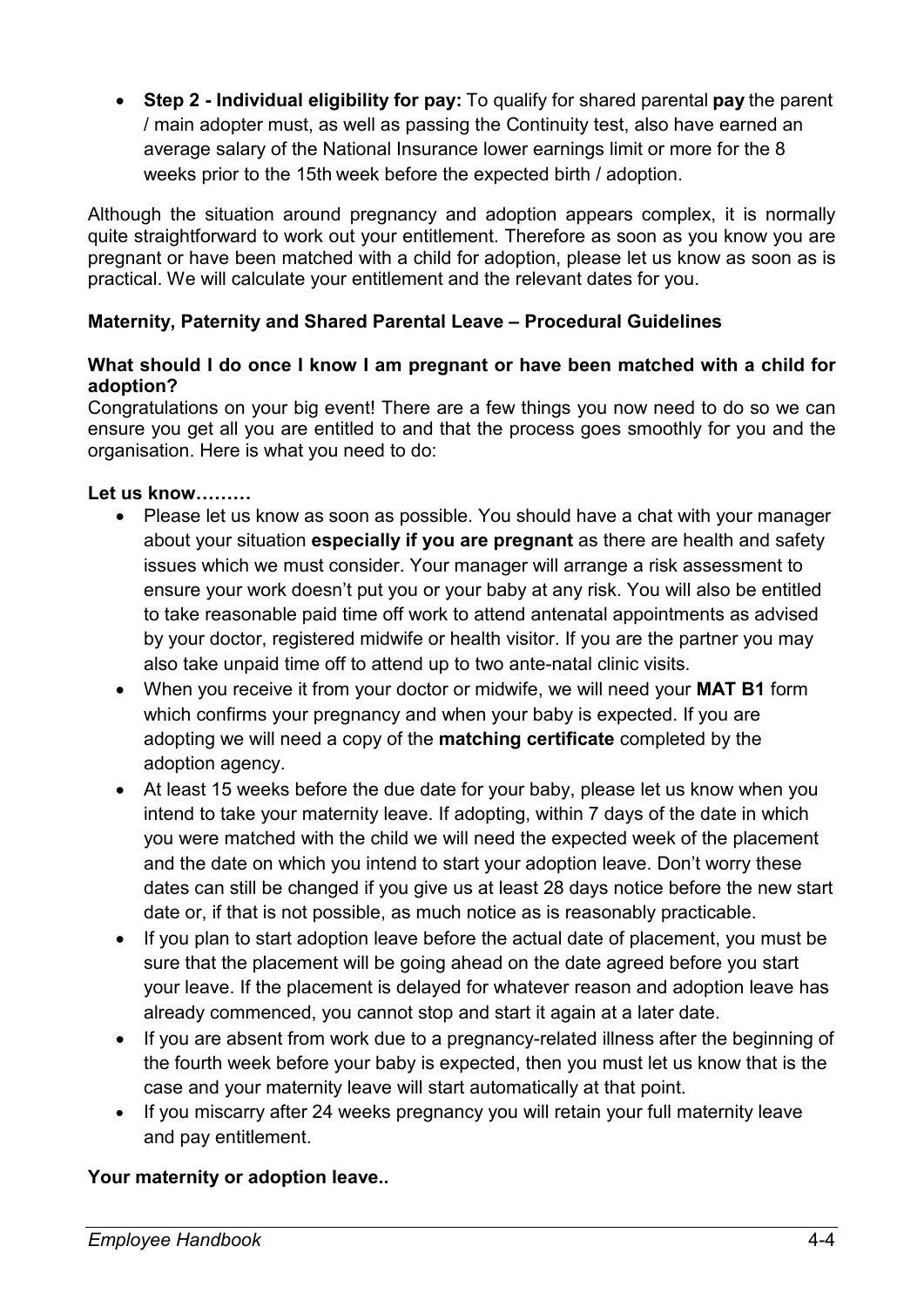- **Step 2 - Individual eligibility for pay:** To qualify for shared parental **pay** the parent / main adopter must, as well as passing the Continuity test, also have earned an average salary of the National Insurance lower earnings limit or more for the 8 weeks prior to the 15th week before the expected birth / adoption.

Although the situation around pregnancy and adoption appears complex, it is normally quite straightforward to work out your entitlement. Therefore as soon as you know you are pregnant or have been matched with a child for adoption, please let us know as soon as is practical. We will calculate your entitlement and the relevant dates for you.

**Maternity, Paternity and Shared Parental Leave – Procedural Guidelines**

**What should I do once I know I am pregnant or have been matched with a child for adoption?**

Congratulations on your big event! There are a few things you now need to do so we can ensure you get all you are entitled to and that the process goes smoothly for you and the organisation. Here is what you need to do:

**Let us know………**

- Please let us know as soon as possible. You should have a chat with your manager about your situation **especially if you are pregnant** as there are health and safety issues which we must consider. Your manager will arrange a risk assessment to ensure your work doesn't put you or your baby at any risk. You will also be entitled to take reasonable paid time off work to attend antenatal appointments as advised by your doctor, registered midwife or health visitor. If you are the partner you may also take unpaid time off to attend up to two ante-natal clinic visits.
- When you receive it from your doctor or midwife, we will need your **MAT B1** form which confirms your pregnancy and when your baby is expected. If you are adopting we will need a copy of the **matching certificate** completed by the adoption agency.
- At least 15 weeks before the due date for your baby, please let us know when you intend to take your maternity leave. If adopting, within 7 days of the date in which you were matched with the child we will need the expected week of the placement and the date on which you intend to start your adoption leave. Don't worry these dates can still be changed if you give us at least 28 days notice before the new start date or, if that is not possible, as much notice as is reasonably practicable.
- If you plan to start adoption leave before the actual date of placement, you must be sure that the placement will be going ahead on the date agreed before you start your leave. If the placement is delayed for whatever reason and adoption leave has already commenced, you cannot stop and start it again at a later date.
- If you are absent from work due to a pregnancy-related illness after the beginning of the fourth week before your baby is expected, then you must let us know that is the case and your maternity leave will start automatically at that point.
- If you miscarry after 24 weeks pregnancy you will retain your full maternity leave and pay entitlement.

**Your maternity or adoption leave..**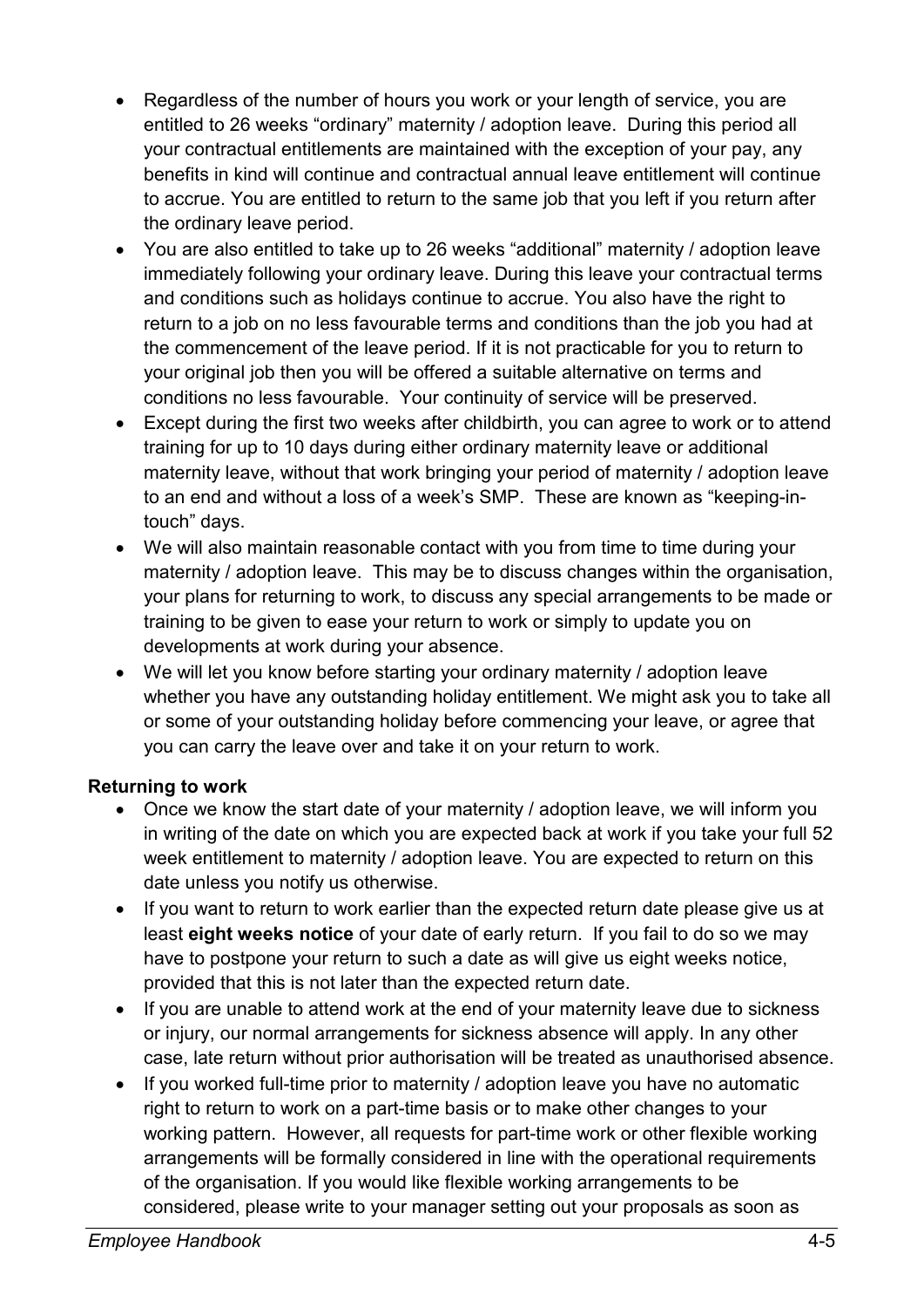- Regardless of the number of hours you work or your length of service, you are entitled to 26 weeks "ordinary" maternity / adoption leave. During this period all your contractual entitlements are maintained with the exception of your pay, any benefits in kind will continue and contractual annual leave entitlement will continue to accrue. You are entitled to return to the same job that you left if you return after the ordinary leave period.
- You are also entitled to take up to 26 weeks "additional" maternity / adoption leave immediately following your ordinary leave. During this leave your contractual terms and conditions such as holidays continue to accrue. You also have the right to return to a job on no less favourable terms and conditions than the job you had at the commencement of the leave period. If it is not practicable for you to return to your original job then you will be offered a suitable alternative on terms and conditions no less favourable. Your continuity of service will be preserved.
- Except during the first two weeks after childbirth, you can agree to work or to attend training for up to 10 days during either ordinary maternity leave or additional maternity leave, without that work bringing your period of maternity / adoption leave to an end and without a loss of a week's SMP. These are known as "keeping-in-touch" days.
- We will also maintain reasonable contact with you from time to time during your maternity / adoption leave. This may be to discuss changes within the organisation, your plans for returning to work, to discuss any special arrangements to be made or training to be given to ease your return to work or simply to update you on developments at work during your absence.
- We will let you know before starting your ordinary maternity / adoption leave whether you have any outstanding holiday entitlement. We might ask you to take all or some of your outstanding holiday before commencing your leave, or agree that you can carry the leave over and take it on your return to work.

**Returning to work**

- Once we know the start date of your maternity / adoption leave, we will inform you in writing of the date on which you are expected back at work if you take your full 52 week entitlement to maternity / adoption leave. You are expected to return on this date unless you notify us otherwise.
- If you want to return to work earlier than the expected return date please give us at least **eight weeks notice** of your date of early return. If you fail to do so we may have to postpone your return to such a date as will give us eight weeks notice, provided that this is not later than the expected return date.
- If you are unable to attend work at the end of your maternity leave due to sickness or injury, our normal arrangements for sickness absence will apply. In any other case, late return without prior authorisation will be treated as unauthorised absence.
- If you worked full-time prior to maternity / adoption leave you have no automatic right to return to work on a part-time basis or to make other changes to your working pattern. However, all requests for part-time work or other flexible working arrangements will be formally considered in line with the operational requirements of the organisation. If you would like flexible working arrangements to be considered, please write to your manager setting out your proposals as soon as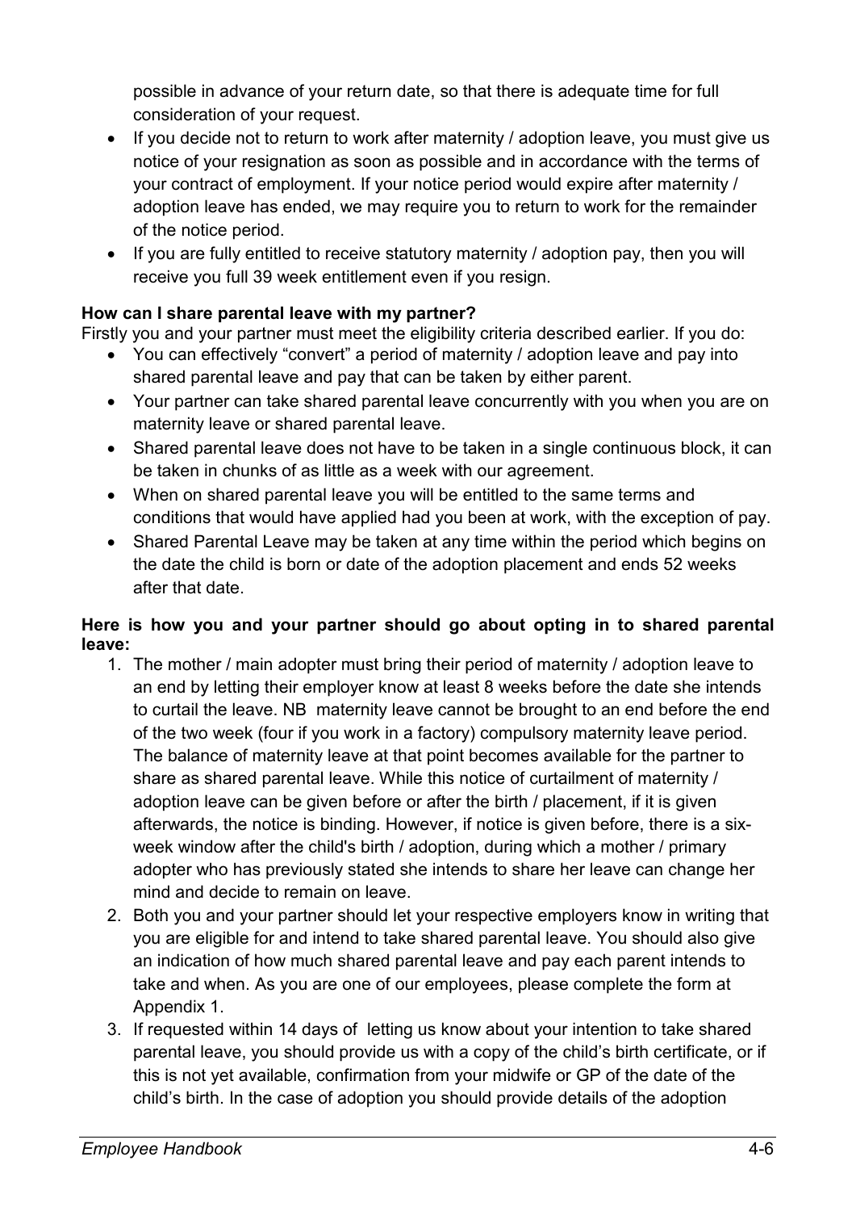possible in advance of your return date, so that there is adequate time for full consideration of your request.

- If you decide not to return to work after maternity / adoption leave, you must give us notice of your resignation as soon as possible and in accordance with the terms of your contract of employment. If your notice period would expire after maternity / adoption leave has ended, we may require you to return to work for the remainder of the notice period.
- If you are fully entitled to receive statutory maternity / adoption pay, then you will receive you full 39 week entitlement even if you resign.

**How can I share parental leave with my partner?**

Firstly you and your partner must meet the eligibility criteria described earlier. If you do:

- You can effectively "convert" a period of maternity / adoption leave and pay into shared parental leave and pay that can be taken by either parent.
- Your partner can take shared parental leave concurrently with you when you are on maternity leave or shared parental leave.
- Shared parental leave does not have to be taken in a single continuous block, it can be taken in chunks of as little as a week with our agreement.
- When on shared parental leave you will be entitled to the same terms and conditions that would have applied had you been at work, with the exception of pay.
- Shared Parental Leave may be taken at any time within the period which begins on the date the child is born or date of the adoption placement and ends 52 weeks after that date.

**Here is how you and your partner should go about opting in to shared parental leave:**

1. The mother / main adopter must bring their period of maternity / adoption leave to an end by letting their employer know at least 8 weeks before the date she intends to curtail the leave. NB maternity leave cannot be brought to an end before the end of the two week (four if you work in a factory) compulsory maternity leave period. The balance of maternity leave at that point becomes available for the partner to share as shared parental leave. While this notice of curtailment of maternity / adoption leave can be given before or after the birth / placement, if it is given afterwards, the notice is binding. However, if notice is given before, there is a six-week window after the child's birth / adoption, during which a mother / primary adopter who has previously stated she intends to share her leave can change her mind and decide to remain on leave.
2. Both you and your partner should let your respective employers know in writing that you are eligible for and intend to take shared parental leave. You should also give an indication of how much shared parental leave and pay each parent intends to take and when. As you are one of our employees, please complete the form at Appendix 1.
3. If requested within 14 days of letting us know about your intention to take shared parental leave, you should provide us with a copy of the child's birth certificate, or if this is not yet available, confirmation from your midwife or GP of the date of the child's birth. In the case of adoption you should provide details of the adoption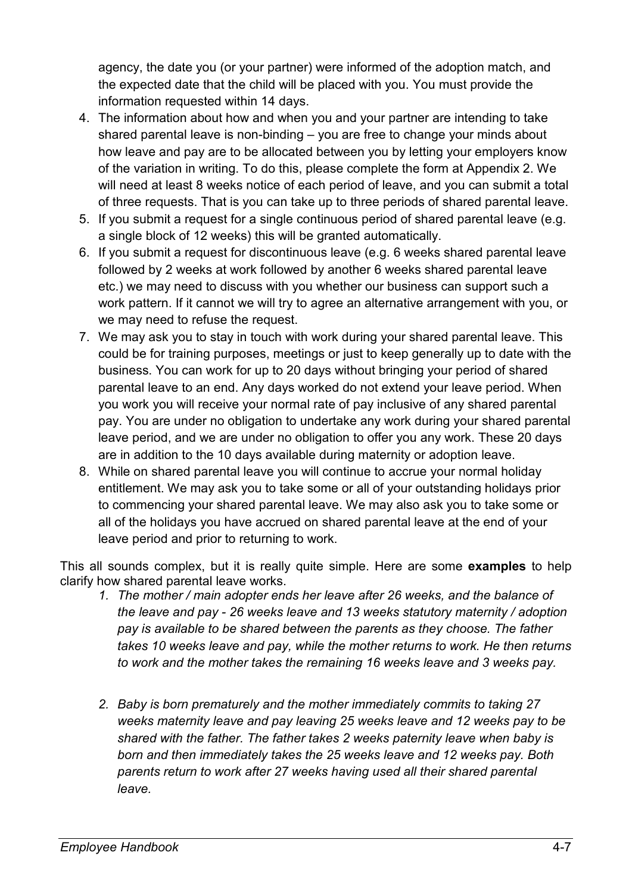agency, the date you (or your partner) were informed of the adoption match, and the expected date that the child will be placed with you. You must provide the information requested within 14 days.

4. The information about how and when you and your partner are intending to take shared parental leave is non-binding – you are free to change your minds about how leave and pay are to be allocated between you by letting your employers know of the variation in writing. To do this, please complete the form at Appendix 2. We will need at least 8 weeks notice of each period of leave, and you can submit a total of three requests. That is you can take up to three periods of shared parental leave.
5. If you submit a request for a single continuous period of shared parental leave (e.g. a single block of 12 weeks) this will be granted automatically.
6. If you submit a request for discontinuous leave (e.g. 6 weeks shared parental leave followed by 2 weeks at work followed by another 6 weeks shared parental leave etc.) we may need to discuss with you whether our business can support such a work pattern. If it cannot we will try to agree an alternative arrangement with you, or we may need to refuse the request.
7. We may ask you to stay in touch with work during your shared parental leave. This could be for training purposes, meetings or just to keep generally up to date with the business. You can work for up to 20 days without bringing your period of shared parental leave to an end. Any days worked do not extend your leave period. When you work you will receive your normal rate of pay inclusive of any shared parental pay. You are under no obligation to undertake any work during your shared parental leave period, and we are under no obligation to offer you any work. These 20 days are in addition to the 10 days available during maternity or adoption leave.
8. While on shared parental leave you will continue to accrue your normal holiday entitlement. We may ask you to take some or all of your outstanding holidays prior to commencing your shared parental leave. We may also ask you to take some or all of the holidays you have accrued on shared parental leave at the end of your leave period and prior to returning to work.

This all sounds complex, but it is really quite simple. Here are some **examples** to help clarify how shared parental leave works.

1. *The mother / main adopter ends her leave after 26 weeks, and the balance of the leave and pay - 26 weeks leave and 13 weeks statutory maternity / adoption pay is available to be shared between the parents as they choose. The father takes 10 weeks leave and pay, while the mother returns to work. He then returns to work and the mother takes the remaining 16 weeks leave and 3 weeks pay.*

2. *Baby is born prematurely and the mother immediately commits to taking 27 weeks maternity leave and pay leaving 25 weeks leave and 12 weeks pay to be shared with the father. The father takes 2 weeks paternity leave when baby is born and then immediately takes the 25 weeks leave and 12 weeks pay. Both parents return to work after 27 weeks having used all their shared parental leave.*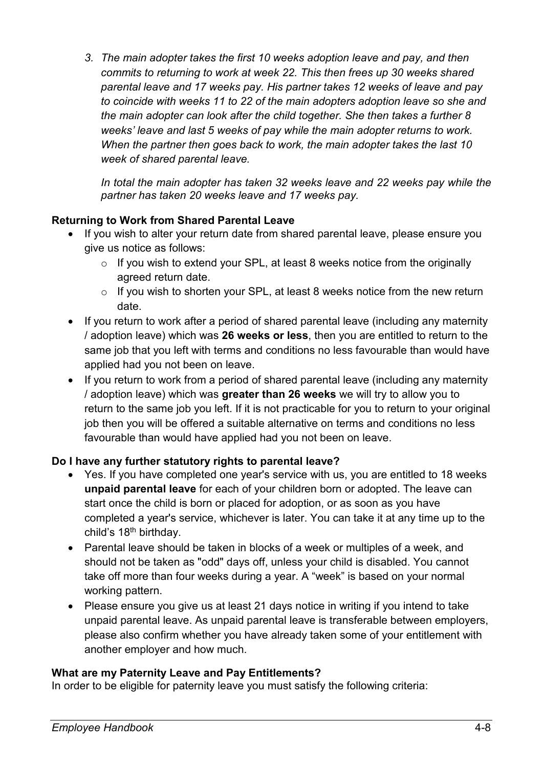3. *The main adopter takes the first 10 weeks adoption leave and pay, and then commits to returning to work at week 22. This then frees up 30 weeks shared parental leave and 17 weeks pay. His partner takes 12 weeks of leave and pay to coincide with weeks 11 to 22 of the main adopters adoption leave so she and the main adopter can look after the child together. She then takes a further 8 weeks' leave and last 5 weeks of pay while the main adopter returns to work. When the partner then goes back to work, the main adopter takes the last 10 week of shared parental leave.*

   *In total the main adopter has taken 32 weeks leave and 22 weeks pay while the partner has taken 20 weeks leave and 17 weeks pay.*

**Returning to Work from Shared Parental Leave**

- If you wish to alter your return date from shared parental leave, please ensure you give us notice as follows:
  - If you wish to extend your SPL, at least 8 weeks notice from the originally agreed return date.
  - If you wish to shorten your SPL, at least 8 weeks notice from the new return date.
- If you return to work after a period of shared parental leave (including any maternity / adoption leave) which was **26 weeks or less**, then you are entitled to return to the same job that you left with terms and conditions no less favourable than would have applied had you not been on leave.
- If you return to work from a period of shared parental leave (including any maternity / adoption leave) which was **greater than 26 weeks** we will try to allow you to return to the same job you left. If it is not practicable for you to return to your original job then you will be offered a suitable alternative on terms and conditions no less favourable than would have applied had you not been on leave.

**Do I have any further statutory rights to parental leave?**

- Yes. If you have completed one year's service with us, you are entitled to 18 weeks **unpaid parental leave** for each of your children born or adopted. The leave can start once the child is born or placed for adoption, or as soon as you have completed a year's service, whichever is later. You can take it at any time up to the child's 18th birthday.
- Parental leave should be taken in blocks of a week or multiples of a week, and should not be taken as "odd" days off, unless your child is disabled. You cannot take off more than four weeks during a year. A "week" is based on your normal working pattern.
- Please ensure you give us at least 21 days notice in writing if you intend to take unpaid parental leave. As unpaid parental leave is transferable between employers, please also confirm whether you have already taken some of your entitlement with another employer and how much.

**What are my Paternity Leave and Pay Entitlements?**

In order to be eligible for paternity leave you must satisfy the following criteria: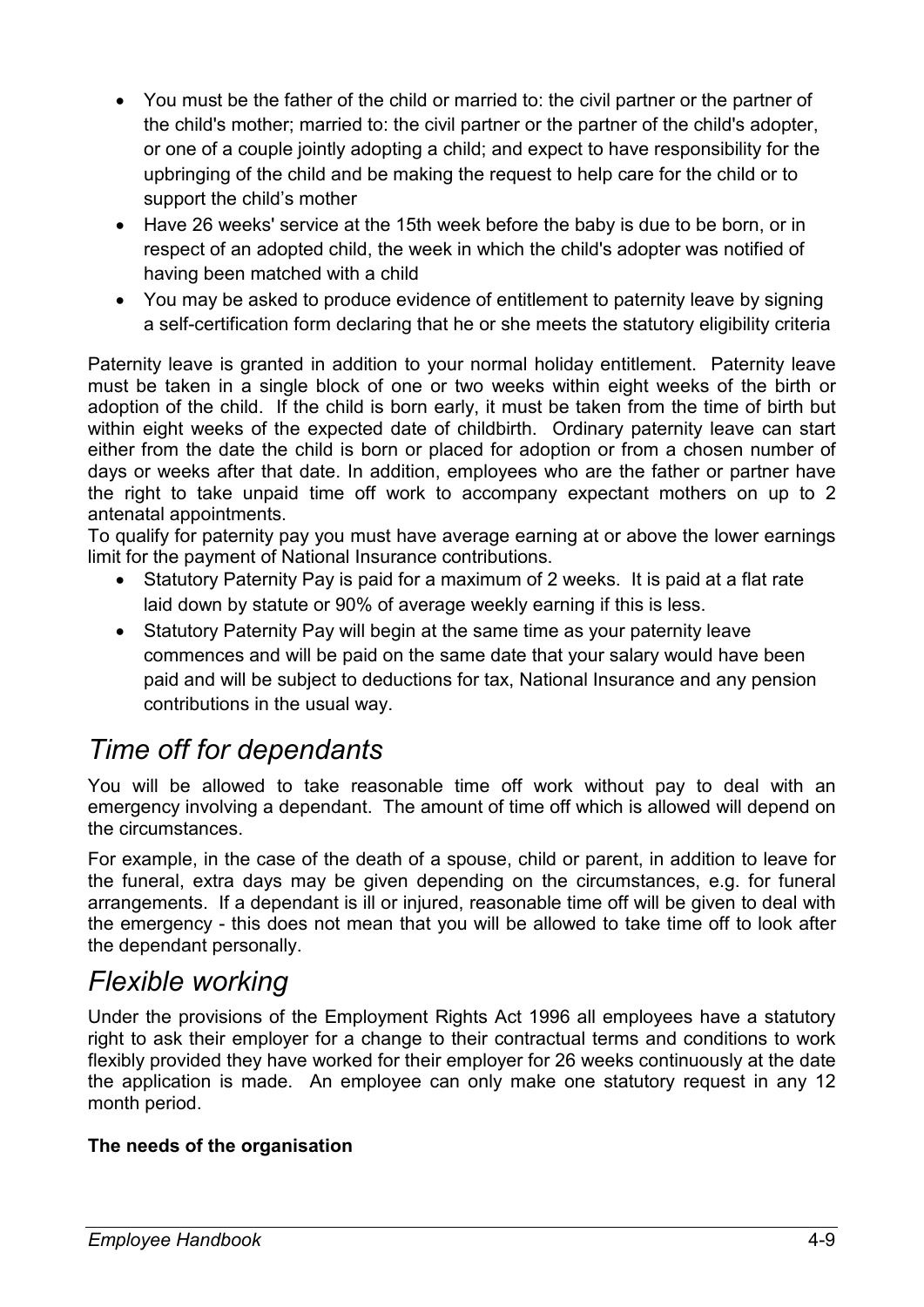- You must be the father of the child or married to: the civil partner or the partner of the child's mother; married to: the civil partner or the partner of the child's adopter, or one of a couple jointly adopting a child; and expect to have responsibility for the upbringing of the child and be making the request to help care for the child or to support the child's mother
- Have 26 weeks' service at the 15th week before the baby is due to be born, or in respect of an adopted child, the week in which the child's adopter was notified of having been matched with a child
- You may be asked to produce evidence of entitlement to paternity leave by signing a self-certification form declaring that he or she meets the statutory eligibility criteria

Paternity leave is granted in addition to your normal holiday entitlement. Paternity leave must be taken in a single block of one or two weeks within eight weeks of the birth or adoption of the child. If the child is born early, it must be taken from the time of birth but within eight weeks of the expected date of childbirth. Ordinary paternity leave can start either from the date the child is born or placed for adoption or from a chosen number of days or weeks after that date. In addition, employees who are the father or partner have the right to take unpaid time off work to accompany expectant mothers on up to 2 antenatal appointments.

To qualify for paternity pay you must have average earning at or above the lower earnings limit for the payment of National Insurance contributions.

- Statutory Paternity Pay is paid for a maximum of 2 weeks. It is paid at a flat rate laid down by statute or 90% of average weekly earning if this is less.
- Statutory Paternity Pay will begin at the same time as your paternity leave commences and will be paid on the same date that your salary would have been paid and will be subject to deductions for tax, National Insurance and any pension contributions in the usual way.

## *Time off for dependants*

You will be allowed to take reasonable time off work without pay to deal with an emergency involving a dependant. The amount of time off which is allowed will depend on the circumstances.

For example, in the case of the death of a spouse, child or parent, in addition to leave for the funeral, extra days may be given depending on the circumstances, e.g. for funeral arrangements. If a dependant is ill or injured, reasonable time off will be given to deal with the emergency - this does not mean that you will be allowed to take time off to look after the dependant personally.

## *Flexible working*

Under the provisions of the Employment Rights Act 1996 all employees have a statutory right to ask their employer for a change to their contractual terms and conditions to work flexibly provided they have worked for their employer for 26 weeks continuously at the date the application is made. An employee can only make one statutory request in any 12 month period.

**The needs of the organisation**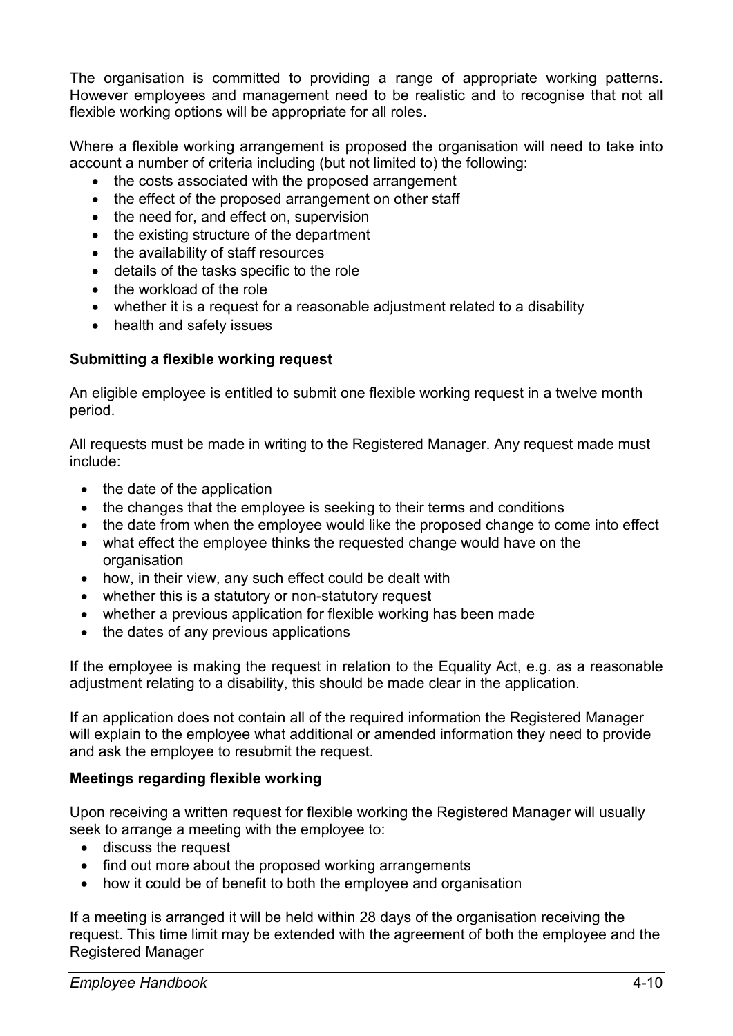The organisation is committed to providing a range of appropriate working patterns. However employees and management need to be realistic and to recognise that not all flexible working options will be appropriate for all roles.

Where a flexible working arrangement is proposed the organisation will need to take into account a number of criteria including (but not limited to) the following:

- the costs associated with the proposed arrangement
- the effect of the proposed arrangement on other staff
- the need for, and effect on, supervision
- the existing structure of the department
- the availability of staff resources
- details of the tasks specific to the role
- the workload of the role
- whether it is a request for a reasonable adjustment related to a disability
- health and safety issues

**Submitting a flexible working request**

An eligible employee is entitled to submit one flexible working request in a twelve month period.

All requests must be made in writing to the Registered Manager. Any request made must include:

- the date of the application
- the changes that the employee is seeking to their terms and conditions
- the date from when the employee would like the proposed change to come into effect
- what effect the employee thinks the requested change would have on the organisation
- how, in their view, any such effect could be dealt with
- whether this is a statutory or non-statutory request
- whether a previous application for flexible working has been made
- the dates of any previous applications

If the employee is making the request in relation to the Equality Act, e.g. as a reasonable adjustment relating to a disability, this should be made clear in the application.

If an application does not contain all of the required information the Registered Manager will explain to the employee what additional or amended information they need to provide and ask the employee to resubmit the request.

**Meetings regarding flexible working**

Upon receiving a written request for flexible working the Registered Manager will usually seek to arrange a meeting with the employee to:

- discuss the request
- find out more about the proposed working arrangements
- how it could be of benefit to both the employee and organisation

If a meeting is arranged it will be held within 28 days of the organisation receiving the request. This time limit may be extended with the agreement of both the employee and the Registered Manager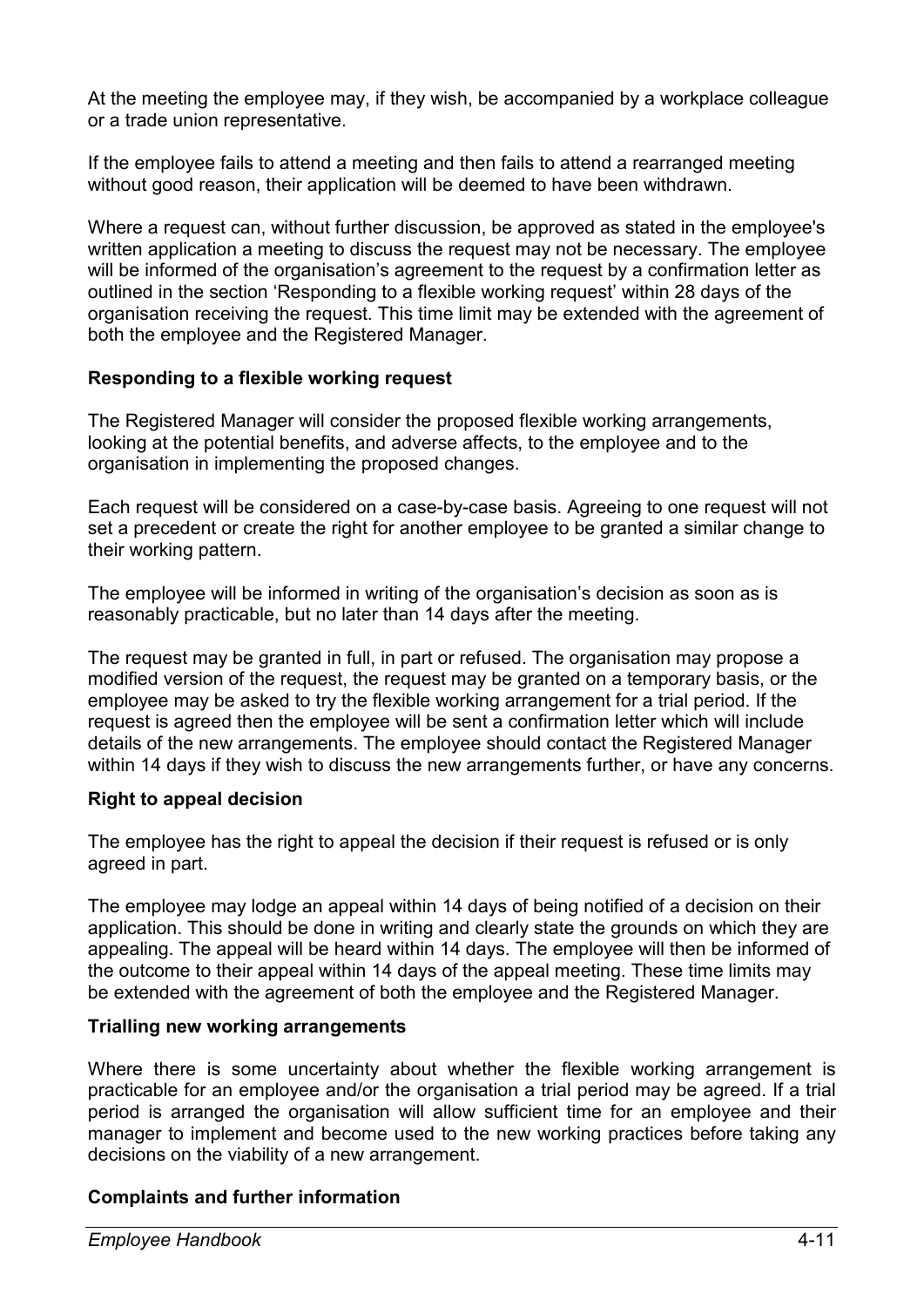At the meeting the employee may, if they wish, be accompanied by a workplace colleague or a trade union representative.

If the employee fails to attend a meeting and then fails to attend a rearranged meeting without good reason, their application will be deemed to have been withdrawn.

Where a request can, without further discussion, be approved as stated in the employee's written application a meeting to discuss the request may not be necessary. The employee will be informed of the organisation's agreement to the request by a confirmation letter as outlined in the section 'Responding to a flexible working request' within 28 days of the organisation receiving the request. This time limit may be extended with the agreement of both the employee and the Registered Manager.

**Responding to a flexible working request**

The Registered Manager will consider the proposed flexible working arrangements, looking at the potential benefits, and adverse affects, to the employee and to the organisation in implementing the proposed changes.

Each request will be considered on a case-by-case basis. Agreeing to one request will not set a precedent or create the right for another employee to be granted a similar change to their working pattern.

The employee will be informed in writing of the organisation's decision as soon as is reasonably practicable, but no later than 14 days after the meeting.

The request may be granted in full, in part or refused. The organisation may propose a modified version of the request, the request may be granted on a temporary basis, or the employee may be asked to try the flexible working arrangement for a trial period. If the request is agreed then the employee will be sent a confirmation letter which will include details of the new arrangements. The employee should contact the Registered Manager within 14 days if they wish to discuss the new arrangements further, or have any concerns.

**Right to appeal decision**

The employee has the right to appeal the decision if their request is refused or is only agreed in part.

The employee may lodge an appeal within 14 days of being notified of a decision on their application. This should be done in writing and clearly state the grounds on which they are appealing. The appeal will be heard within 14 days. The employee will then be informed of the outcome to their appeal within 14 days of the appeal meeting. These time limits may be extended with the agreement of both the employee and the Registered Manager.

**Trialling new working arrangements**

Where there is some uncertainty about whether the flexible working arrangement is practicable for an employee and/or the organisation a trial period may be agreed. If a trial period is arranged the organisation will allow sufficient time for an employee and their manager to implement and become used to the new working practices before taking any decisions on the viability of a new arrangement.

**Complaints and further information**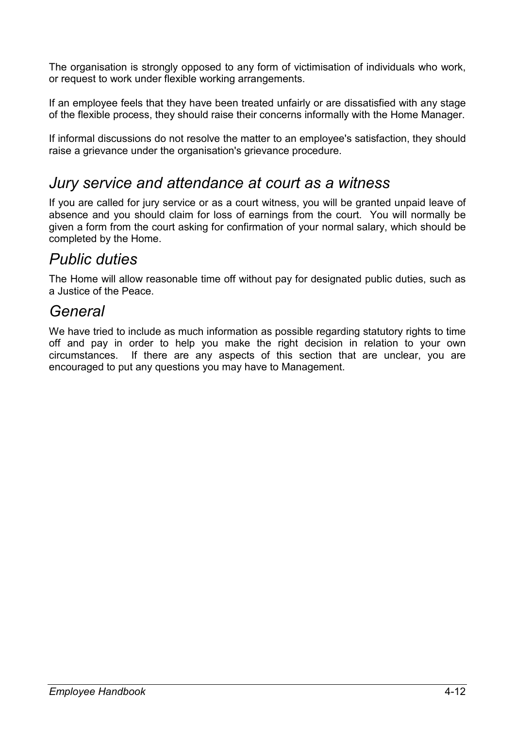The organisation is strongly opposed to any form of victimisation of individuals who work, or request to work under flexible working arrangements.

If an employee feels that they have been treated unfairly or are dissatisfied with any stage of the flexible process, they should raise their concerns informally with the Home Manager.

If informal discussions do not resolve the matter to an employee's satisfaction, they should raise a grievance under the organisation's grievance procedure.

## *Jury service and attendance at court as a witness*

If you are called for jury service or as a court witness, you will be granted unpaid leave of absence and you should claim for loss of earnings from the court. You will normally be given a form from the court asking for confirmation of your normal salary, which should be completed by the Home.

## *Public duties*

The Home will allow reasonable time off without pay for designated public duties, such as a Justice of the Peace.

## *General*

We have tried to include as much information as possible regarding statutory rights to time off and pay in order to help you make the right decision in relation to your own circumstances. If there are any aspects of this section that are unclear, you are encouraged to put any questions you may have to Management.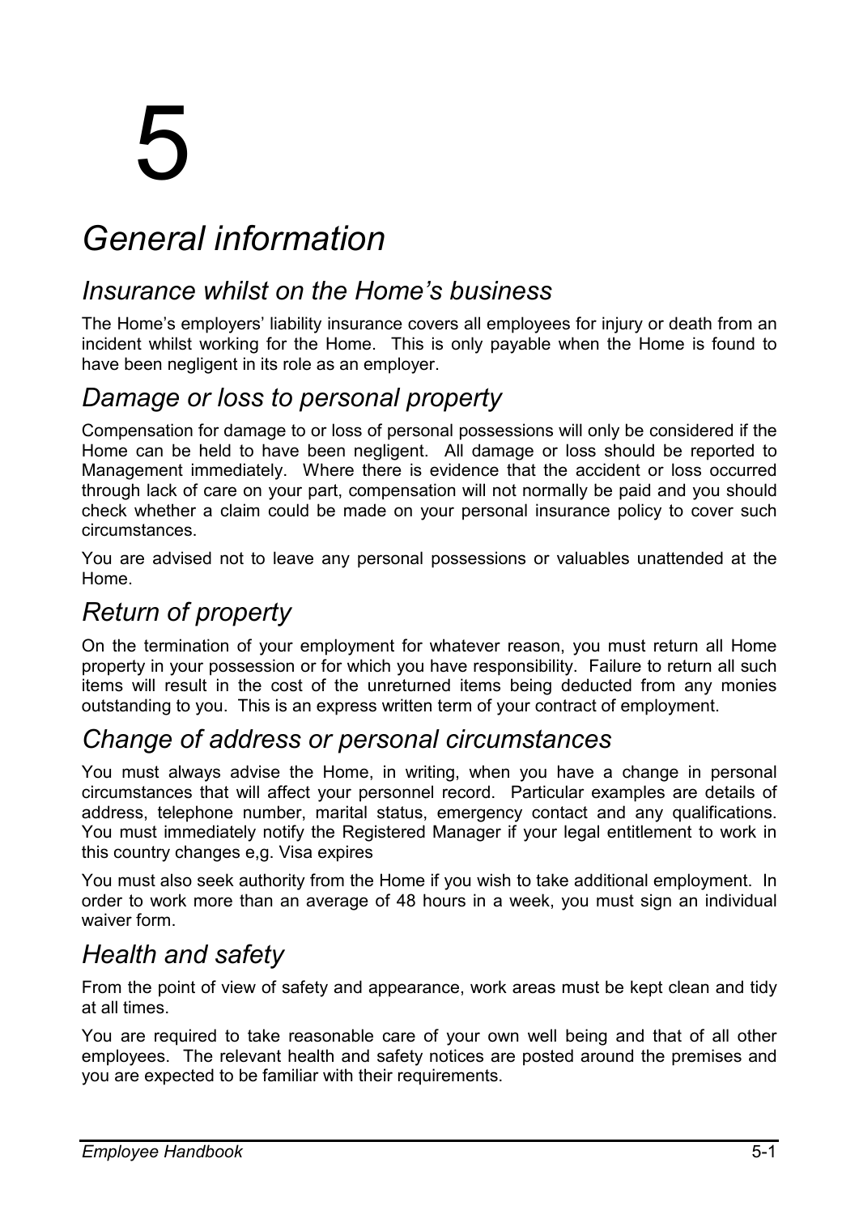# 5

# General information

## Insurance whilst on the Home's business

The Home's employers' liability insurance covers all employees for injury or death from an incident whilst working for the Home. This is only payable when the Home is found to have been negligent in its role as an employer.

## Damage or loss to personal property

Compensation for damage to or loss of personal possessions will only be considered if the Home can be held to have been negligent. All damage or loss should be reported to Management immediately. Where there is evidence that the accident or loss occurred through lack of care on your part, compensation will not normally be paid and you should check whether a claim could be made on your personal insurance policy to cover such circumstances.

You are advised not to leave any personal possessions or valuables unattended at the Home.

## Return of property

On the termination of your employment for whatever reason, you must return all Home property in your possession or for which you have responsibility. Failure to return all such items will result in the cost of the unreturned items being deducted from any monies outstanding to you. This is an express written term of your contract of employment.

## Change of address or personal circumstances

You must always advise the Home, in writing, when you have a change in personal circumstances that will affect your personnel record. Particular examples are details of address, telephone number, marital status, emergency contact and any qualifications. You must immediately notify the Registered Manager if your legal entitlement to work in this country changes e,g. Visa expires

You must also seek authority from the Home if you wish to take additional employment. In order to work more than an average of 48 hours in a week, you must sign an individual waiver form.

## Health and safety

From the point of view of safety and appearance, work areas must be kept clean and tidy at all times.

You are required to take reasonable care of your own well being and that of all other employees. The relevant health and safety notices are posted around the premises and you are expected to be familiar with their requirements.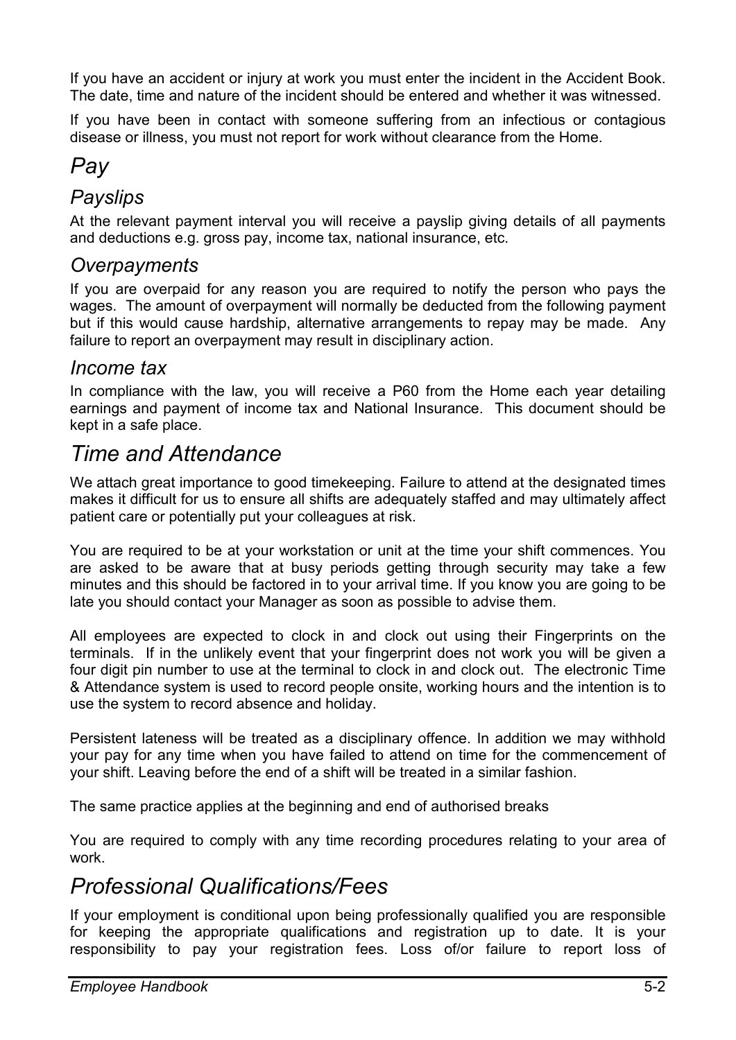If you have an accident or injury at work you must enter the incident in the Accident Book. The date, time and nature of the incident should be entered and whether it was witnessed.

If you have been in contact with someone suffering from an infectious or contagious disease or illness, you must not report for work without clearance from the Home.

# *Pay*

## *Payslips*

At the relevant payment interval you will receive a payslip giving details of all payments and deductions e.g. gross pay, income tax, national insurance, etc.

## *Overpayments*

If you are overpaid for any reason you are required to notify the person who pays the wages. The amount of overpayment will normally be deducted from the following payment but if this would cause hardship, alternative arrangements to repay may be made. Any failure to report an overpayment may result in disciplinary action.

## *Income tax*

In compliance with the law, you will receive a P60 from the Home each year detailing earnings and payment of income tax and National Insurance. This document should be kept in a safe place.

# *Time and Attendance*

We attach great importance to good timekeeping. Failure to attend at the designated times makes it difficult for us to ensure all shifts are adequately staffed and may ultimately affect patient care or potentially put your colleagues at risk.

You are required to be at your workstation or unit at the time your shift commences. You are asked to be aware that at busy periods getting through security may take a few minutes and this should be factored in to your arrival time. If you know you are going to be late you should contact your Manager as soon as possible to advise them.

All employees are expected to clock in and clock out using their Fingerprints on the terminals. If in the unlikely event that your fingerprint does not work you will be given a four digit pin number to use at the terminal to clock in and clock out. The electronic Time & Attendance system is used to record people onsite, working hours and the intention is to use the system to record absence and holiday.

Persistent lateness will be treated as a disciplinary offence. In addition we may withhold your pay for any time when you have failed to attend on time for the commencement of your shift. Leaving before the end of a shift will be treated in a similar fashion.

The same practice applies at the beginning and end of authorised breaks

You are required to comply with any time recording procedures relating to your area of work.

# *Professional Qualifications/Fees*

If your employment is conditional upon being professionally qualified you are responsible for keeping the appropriate qualifications and registration up to date. It is your responsibility to pay your registration fees. Loss of/or failure to report loss of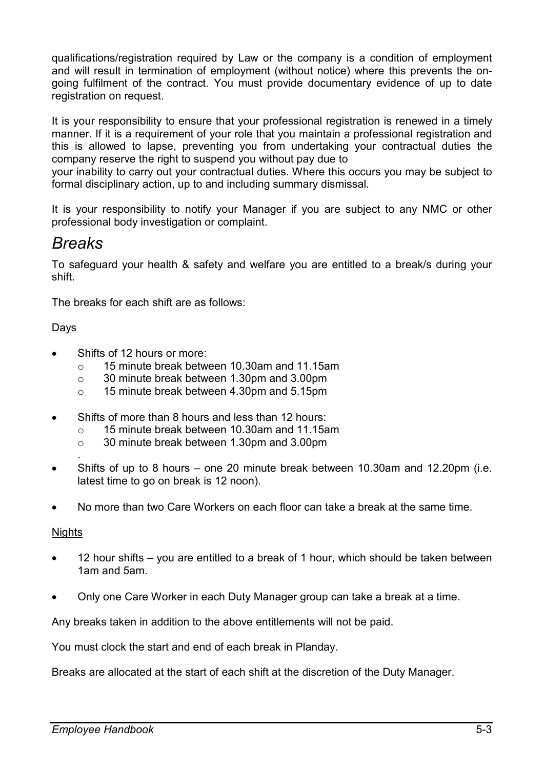qualifications/registration required by Law or the company is a condition of employment and will result in termination of employment (without notice) where this prevents the on-going fulfilment of the contract. You must provide documentary evidence of up to date registration on request.

It is your responsibility to ensure that your professional registration is renewed in a timely manner. If it is a requirement of your role that you maintain a professional registration and this is allowed to lapse, preventing you from undertaking your contractual duties the company reserve the right to suspend you without pay due to your inability to carry out your contractual duties. Where this occurs you may be subject to formal disciplinary action, up to and including summary dismissal.

It is your responsibility to notify your Manager if you are subject to any NMC or other professional body investigation or complaint.

## *Breaks*

To safeguard your health & safety and welfare you are entitled to a break/s during your shift.

The breaks for each shift are as follows:

<u>Days</u>

- Shifts of 12 hours or more:
  - 15 minute break between 10.30am and 11.15am
  - 30 minute break between 1.30pm and 3.00pm
  - 15 minute break between 4.30pm and 5.15pm
- Shifts of more than 8 hours and less than 12 hours:
  - 15 minute break between 10.30am and 11.15am
  - 30 minute break between 1.30pm and 3.00pm
- Shifts of up to 8 hours – one 20 minute break between 10.30am and 12.20pm (i.e. latest time to go on break is 12 noon).
- No more than two Care Workers on each floor can take a break at the same time.

<u>Nights</u>

- 12 hour shifts – you are entitled to a break of 1 hour, which should be taken between 1am and 5am.
- Only one Care Worker in each Duty Manager group can take a break at a time.

Any breaks taken in addition to the above entitlements will not be paid.

You must clock the start and end of each break in Planday.

Breaks are allocated at the start of each shift at the discretion of the Duty Manager.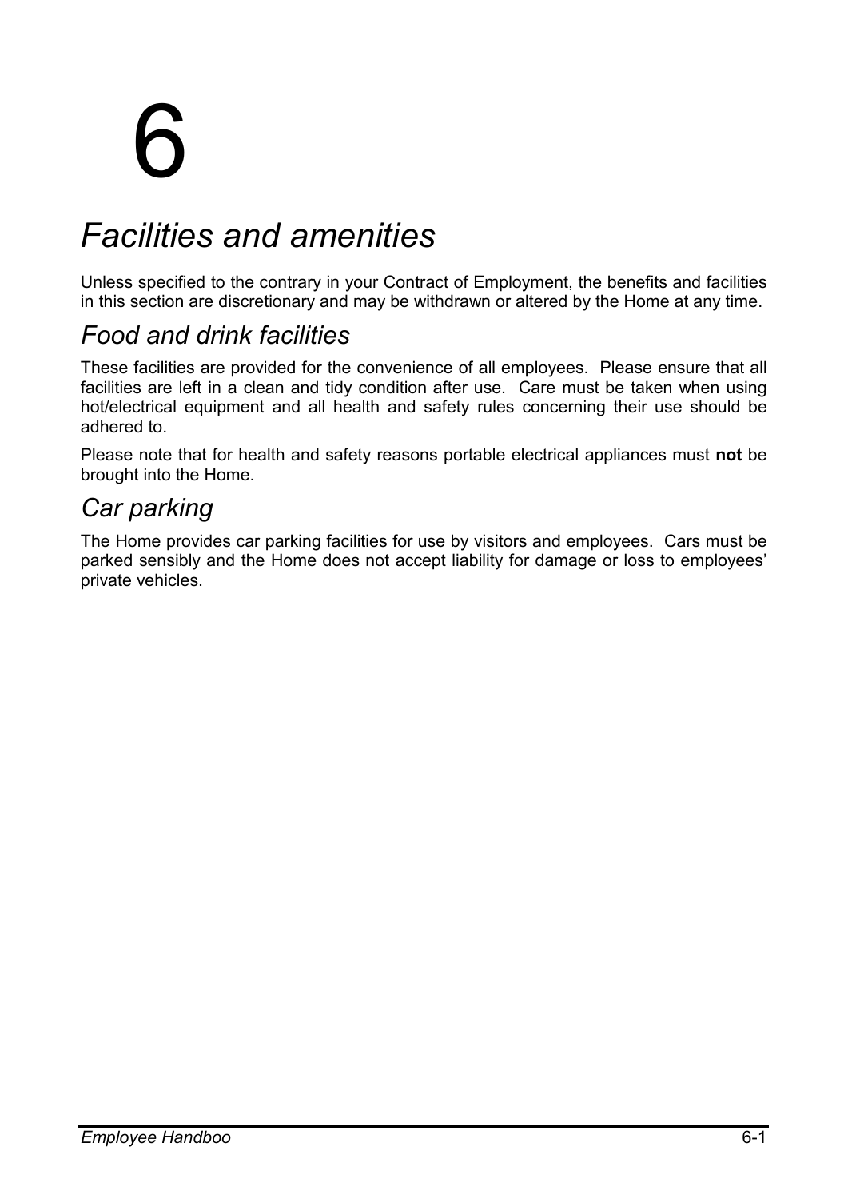# 6

# *Facilities and amenities*

Unless specified to the contrary in your Contract of Employment, the benefits and facilities in this section are discretionary and may be withdrawn or altered by the Home at any time.

## *Food and drink facilities*

These facilities are provided for the convenience of all employees. Please ensure that all facilities are left in a clean and tidy condition after use. Care must be taken when using hot/electrical equipment and all health and safety rules concerning their use should be adhered to.

Please note that for health and safety reasons portable electrical appliances must **not** be brought into the Home.

## *Car parking*

The Home provides car parking facilities for use by visitors and employees. Cars must be parked sensibly and the Home does not accept liability for damage or loss to employees' private vehicles.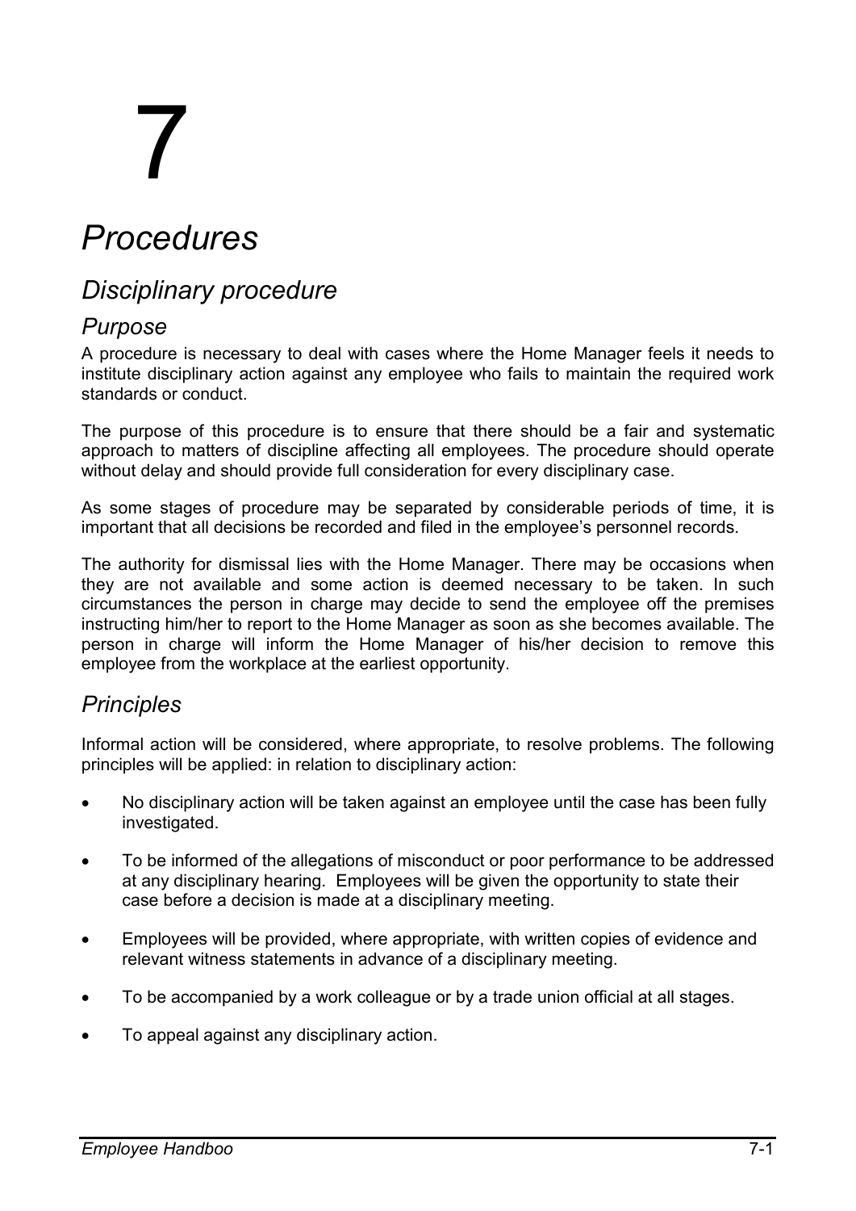# 7

# Procedures

## Disciplinary procedure

### Purpose

A procedure is necessary to deal with cases where the Home Manager feels it needs to institute disciplinary action against any employee who fails to maintain the required work standards or conduct.

The purpose of this procedure is to ensure that there should be a fair and systematic approach to matters of discipline affecting all employees. The procedure should operate without delay and should provide full consideration for every disciplinary case.

As some stages of procedure may be separated by considerable periods of time, it is important that all decisions be recorded and filed in the employee's personnel records.

The authority for dismissal lies with the Home Manager. There may be occasions when they are not available and some action is deemed necessary to be taken. In such circumstances the person in charge may decide to send the employee off the premises instructing him/her to report to the Home Manager as soon as she becomes available. The person in charge will inform the Home Manager of his/her decision to remove this employee from the workplace at the earliest opportunity.

### Principles

Informal action will be considered, where appropriate, to resolve problems. The following principles will be applied: in relation to disciplinary action:

- No disciplinary action will be taken against an employee until the case has been fully investigated.
- To be informed of the allegations of misconduct or poor performance to be addressed at any disciplinary hearing. Employees will be given the opportunity to state their case before a decision is made at a disciplinary meeting.
- Employees will be provided, where appropriate, with written copies of evidence and relevant witness statements in advance of a disciplinary meeting.
- To be accompanied by a work colleague or by a trade union official at all stages.
- To appeal against any disciplinary action.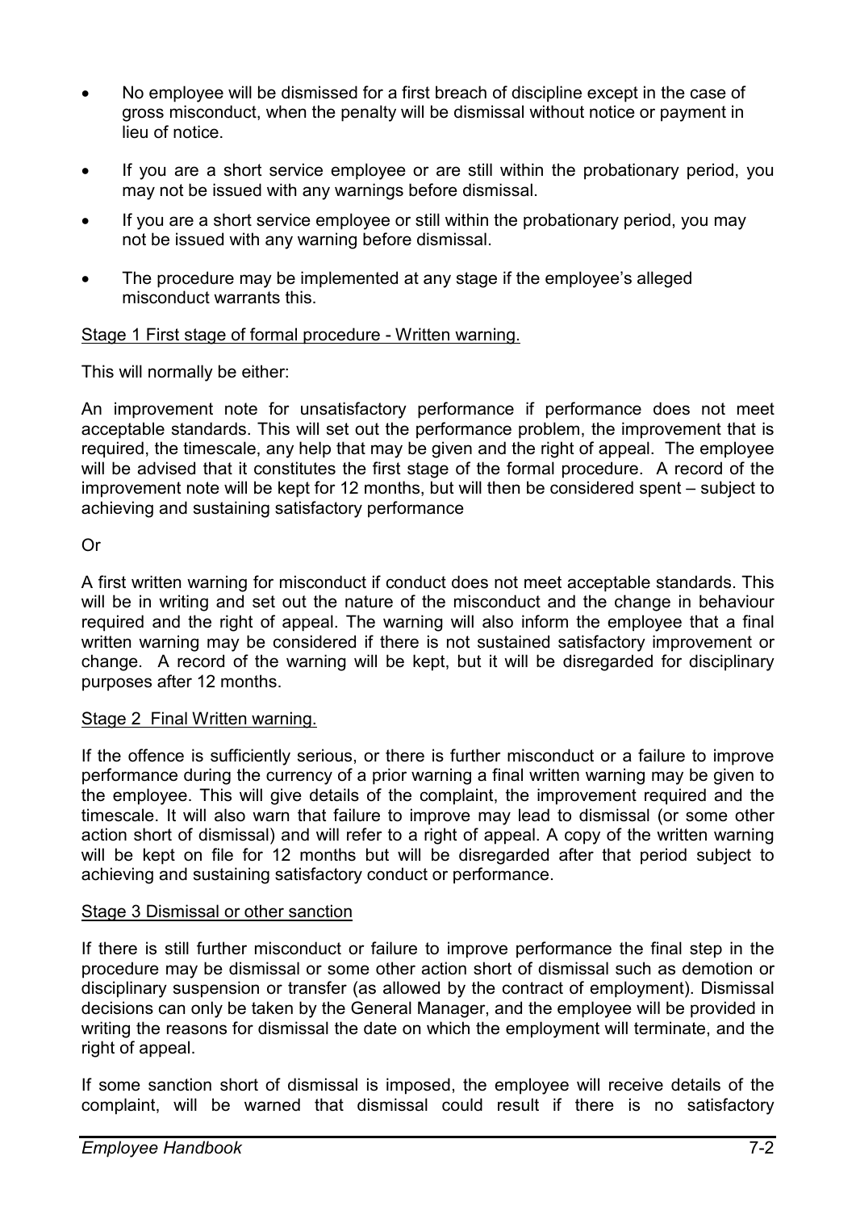- No employee will be dismissed for a first breach of discipline except in the case of gross misconduct, when the penalty will be dismissal without notice or payment in lieu of notice.
- If you are a short service employee or are still within the probationary period, you may not be issued with any warnings before dismissal.
- If you are a short service employee or still within the probationary period, you may not be issued with any warning before dismissal.
- The procedure may be implemented at any stage if the employee's alleged misconduct warrants this.

Stage 1 First stage of formal procedure - Written warning.

This will normally be either:

An improvement note for unsatisfactory performance if performance does not meet acceptable standards. This will set out the performance problem, the improvement that is required, the timescale, any help that may be given and the right of appeal. The employee will be advised that it constitutes the first stage of the formal procedure. A record of the improvement note will be kept for 12 months, but will then be considered spent – subject to achieving and sustaining satisfactory performance

Or

A first written warning for misconduct if conduct does not meet acceptable standards. This will be in writing and set out the nature of the misconduct and the change in behaviour required and the right of appeal. The warning will also inform the employee that a final written warning may be considered if there is not sustained satisfactory improvement or change. A record of the warning will be kept, but it will be disregarded for disciplinary purposes after 12 months.

Stage 2 Final Written warning.

If the offence is sufficiently serious, or there is further misconduct or a failure to improve performance during the currency of a prior warning a final written warning may be given to the employee. This will give details of the complaint, the improvement required and the timescale. It will also warn that failure to improve may lead to dismissal (or some other action short of dismissal) and will refer to a right of appeal. A copy of the written warning will be kept on file for 12 months but will be disregarded after that period subject to achieving and sustaining satisfactory conduct or performance.

Stage 3 Dismissal or other sanction

If there is still further misconduct or failure to improve performance the final step in the procedure may be dismissal or some other action short of dismissal such as demotion or disciplinary suspension or transfer (as allowed by the contract of employment). Dismissal decisions can only be taken by the General Manager, and the employee will be provided in writing the reasons for dismissal the date on which the employment will terminate, and the right of appeal.

If some sanction short of dismissal is imposed, the employee will receive details of the complaint, will be warned that dismissal could result if there is no satisfactory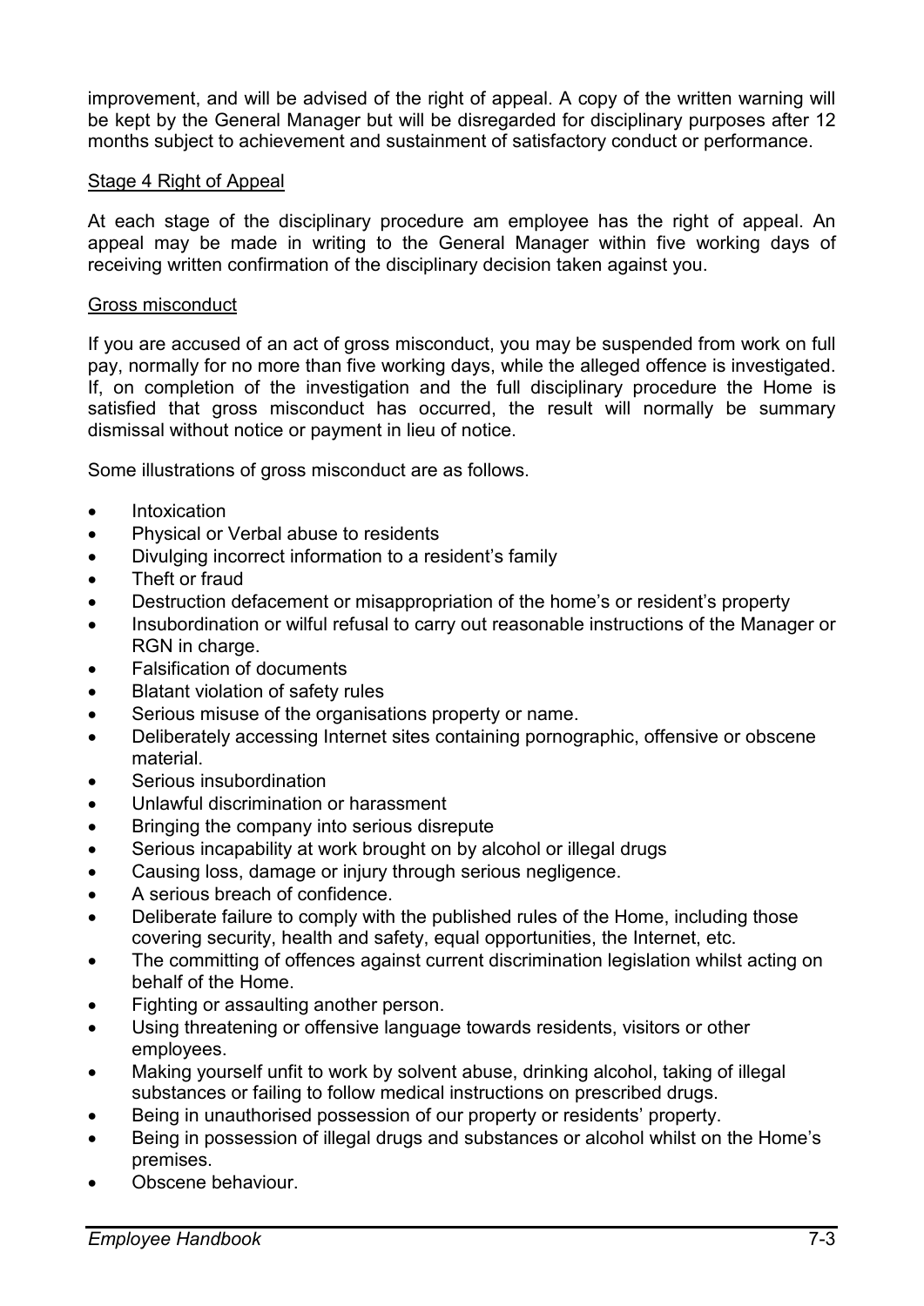improvement, and will be advised of the right of appeal. A copy of the written warning will be kept by the General Manager but will be disregarded for disciplinary purposes after 12 months subject to achievement and sustainment of satisfactory conduct or performance.

Stage 4 Right of Appeal

At each stage of the disciplinary procedure am employee has the right of appeal. An appeal may be made in writing to the General Manager within five working days of receiving written confirmation of the disciplinary decision taken against you.

Gross misconduct

If you are accused of an act of gross misconduct, you may be suspended from work on full pay, normally for no more than five working days, while the alleged offence is investigated. If, on completion of the investigation and the full disciplinary procedure the Home is satisfied that gross misconduct has occurred, the result will normally be summary dismissal without notice or payment in lieu of notice.

Some illustrations of gross misconduct are as follows.

- Intoxication
- Physical or Verbal abuse to residents
- Divulging incorrect information to a resident's family
- Theft or fraud
- Destruction defacement or misappropriation of the home's or resident's property
- Insubordination or wilful refusal to carry out reasonable instructions of the Manager or RGN in charge.
- Falsification of documents
- Blatant violation of safety rules
- Serious misuse of the organisations property or name.
- Deliberately accessing Internet sites containing pornographic, offensive or obscene material.
- Serious insubordination
- Unlawful discrimination or harassment
- Bringing the company into serious disrepute
- Serious incapability at work brought on by alcohol or illegal drugs
- Causing loss, damage or injury through serious negligence.
- A serious breach of confidence.
- Deliberate failure to comply with the published rules of the Home, including those covering security, health and safety, equal opportunities, the Internet, etc.
- The committing of offences against current discrimination legislation whilst acting on behalf of the Home.
- Fighting or assaulting another person.
- Using threatening or offensive language towards residents, visitors or other employees.
- Making yourself unfit to work by solvent abuse, drinking alcohol, taking of illegal substances or failing to follow medical instructions on prescribed drugs.
- Being in unauthorised possession of our property or residents' property.
- Being in possession of illegal drugs and substances or alcohol whilst on the Home's premises.
- Obscene behaviour.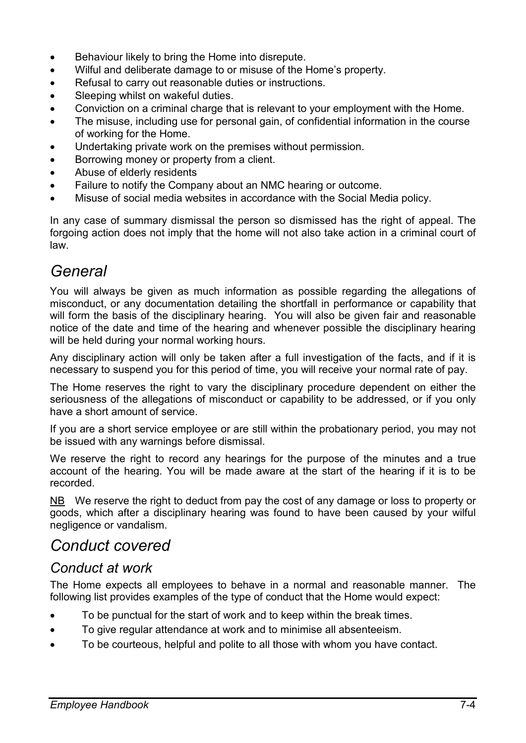- Behaviour likely to bring the Home into disrepute.
- Wilful and deliberate damage to or misuse of the Home's property.
- Refusal to carry out reasonable duties or instructions.
- Sleeping whilst on wakeful duties.
- Conviction on a criminal charge that is relevant to your employment with the Home.
- The misuse, including use for personal gain, of confidential information in the course of working for the Home.
- Undertaking private work on the premises without permission.
- Borrowing money or property from a client.
- Abuse of elderly residents
- Failure to notify the Company about an NMC hearing or outcome.
- Misuse of social media websites in accordance with the Social Media policy.

In any case of summary dismissal the person so dismissed has the right of appeal. The forgoing action does not imply that the home will not also take action in a criminal court of law.

## *General*

You will always be given as much information as possible regarding the allegations of misconduct, or any documentation detailing the shortfall in performance or capability that will form the basis of the disciplinary hearing. You will also be given fair and reasonable notice of the date and time of the hearing and whenever possible the disciplinary hearing will be held during your normal working hours.

Any disciplinary action will only be taken after a full investigation of the facts, and if it is necessary to suspend you for this period of time, you will receive your normal rate of pay.

The Home reserves the right to vary the disciplinary procedure dependent on either the seriousness of the allegations of misconduct or capability to be addressed, or if you only have a short amount of service.

If you are a short service employee or are still within the probationary period, you may not be issued with any warnings before dismissal.

We reserve the right to record any hearings for the purpose of the minutes and a true account of the hearing. You will be made aware at the start of the hearing if it is to be recorded.

<u>NB</u> We reserve the right to deduct from pay the cost of any damage or loss to property or goods, which after a disciplinary hearing was found to have been caused by your wilful negligence or vandalism.

## *Conduct covered*

### *Conduct at work*

The Home expects all employees to behave in a normal and reasonable manner. The following list provides examples of the type of conduct that the Home would expect:

- To be punctual for the start of work and to keep within the break times.
- To give regular attendance at work and to minimise all absenteeism.
- To be courteous, helpful and polite to all those with whom you have contact.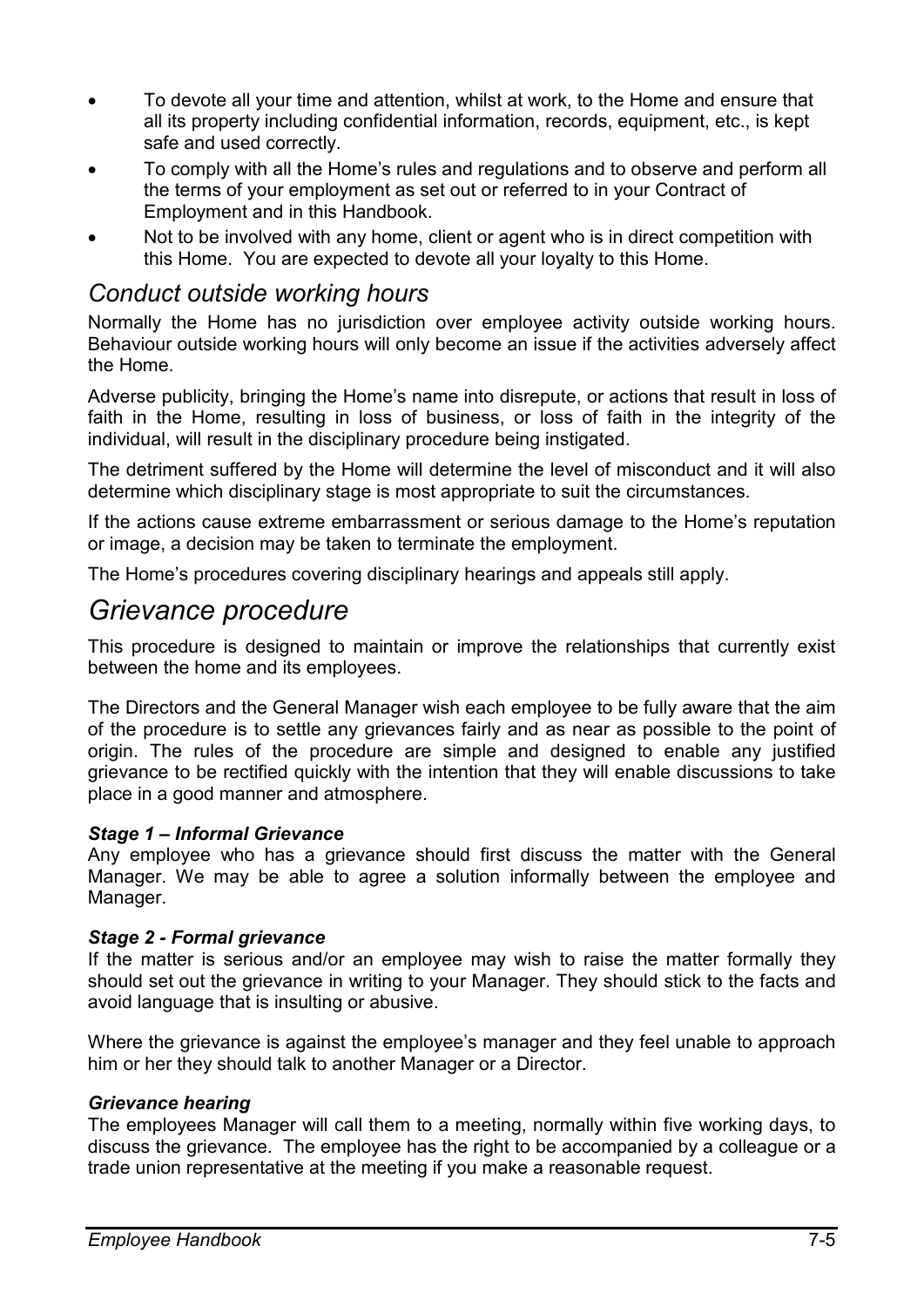- To devote all your time and attention, whilst at work, to the Home and ensure that all its property including confidential information, records, equipment, etc., is kept safe and used correctly.
- To comply with all the Home's rules and regulations and to observe and perform all the terms of your employment as set out or referred to in your Contract of Employment and in this Handbook.
- Not to be involved with any home, client or agent who is in direct competition with this Home. You are expected to devote all your loyalty to this Home.

### *Conduct outside working hours*

Normally the Home has no jurisdiction over employee activity outside working hours. Behaviour outside working hours will only become an issue if the activities adversely affect the Home.

Adverse publicity, bringing the Home's name into disrepute, or actions that result in loss of faith in the Home, resulting in loss of business, or loss of faith in the integrity of the individual, will result in the disciplinary procedure being instigated.

The detriment suffered by the Home will determine the level of misconduct and it will also determine which disciplinary stage is most appropriate to suit the circumstances.

If the actions cause extreme embarrassment or serious damage to the Home's reputation or image, a decision may be taken to terminate the employment.

The Home's procedures covering disciplinary hearings and appeals still apply.

## *Grievance procedure*

This procedure is designed to maintain or improve the relationships that currently exist between the home and its employees.

The Directors and the General Manager wish each employee to be fully aware that the aim of the procedure is to settle any grievances fairly and as near as possible to the point of origin. The rules of the procedure are simple and designed to enable any justified grievance to be rectified quickly with the intention that they will enable discussions to take place in a good manner and atmosphere.

***Stage 1 – Informal Grievance***

Any employee who has a grievance should first discuss the matter with the General Manager. We may be able to agree a solution informally between the employee and Manager.

***Stage 2 - Formal grievance***

If the matter is serious and/or an employee may wish to raise the matter formally they should set out the grievance in writing to your Manager. They should stick to the facts and avoid language that is insulting or abusive.

Where the grievance is against the employee's manager and they feel unable to approach him or her they should talk to another Manager or a Director.

***Grievance hearing***

The employees Manager will call them to a meeting, normally within five working days, to discuss the grievance. The employee has the right to be accompanied by a colleague or a trade union representative at the meeting if you make a reasonable request.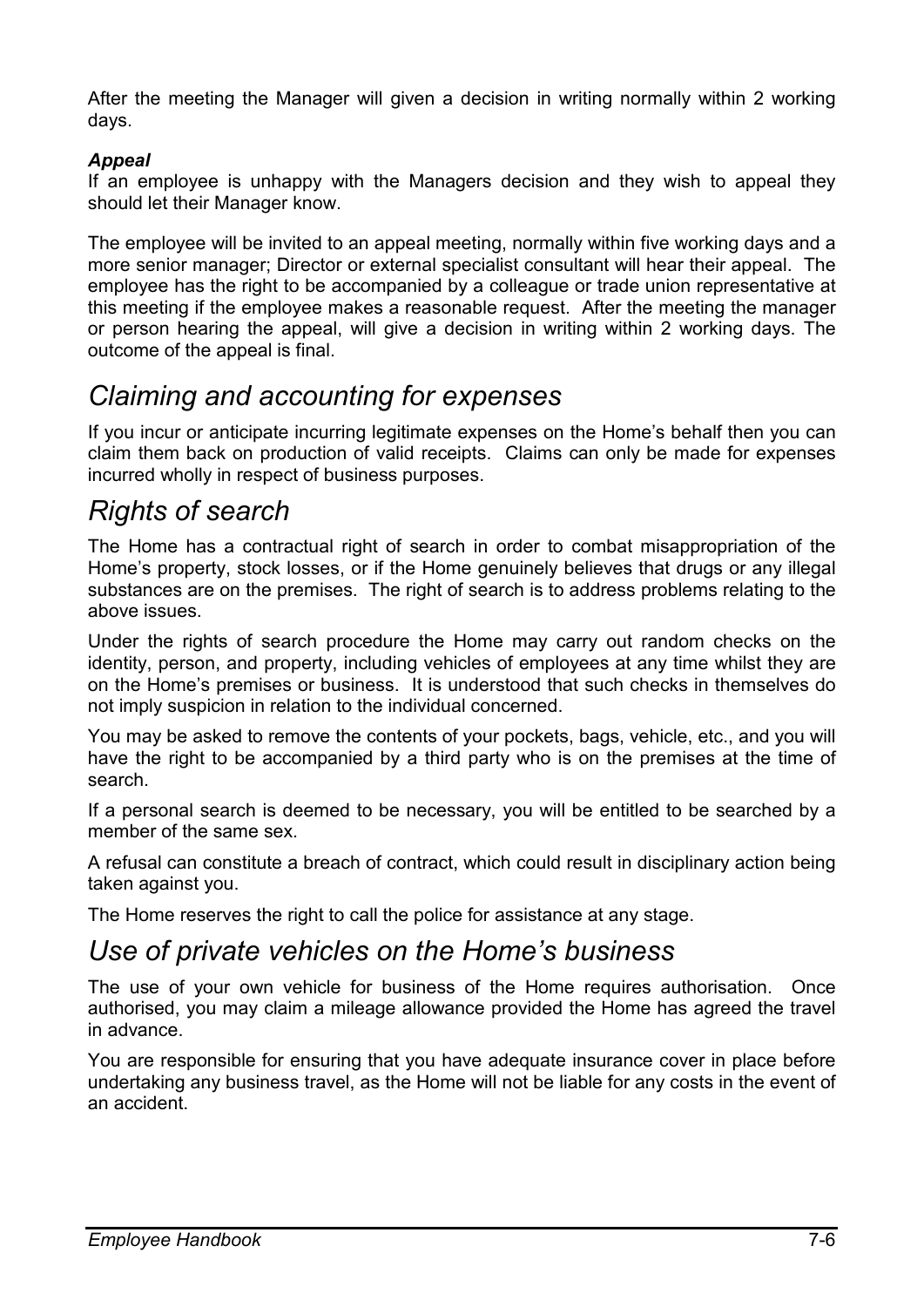After the meeting the Manager will given a decision in writing normally within 2 working days.

***Appeal***

If an employee is unhappy with the Managers decision and they wish to appeal they should let their Manager know.

The employee will be invited to an appeal meeting, normally within five working days and a more senior manager; Director or external specialist consultant will hear their appeal. The employee has the right to be accompanied by a colleague or trade union representative at this meeting if the employee makes a reasonable request. After the meeting the manager or person hearing the appeal, will give a decision in writing within 2 working days. The outcome of the appeal is final.

## *Claiming and accounting for expenses*

If you incur or anticipate incurring legitimate expenses on the Home's behalf then you can claim them back on production of valid receipts. Claims can only be made for expenses incurred wholly in respect of business purposes.

## *Rights of search*

The Home has a contractual right of search in order to combat misappropriation of the Home's property, stock losses, or if the Home genuinely believes that drugs or any illegal substances are on the premises. The right of search is to address problems relating to the above issues.

Under the rights of search procedure the Home may carry out random checks on the identity, person, and property, including vehicles of employees at any time whilst they are on the Home's premises or business. It is understood that such checks in themselves do not imply suspicion in relation to the individual concerned.

You may be asked to remove the contents of your pockets, bags, vehicle, etc., and you will have the right to be accompanied by a third party who is on the premises at the time of search.

If a personal search is deemed to be necessary, you will be entitled to be searched by a member of the same sex.

A refusal can constitute a breach of contract, which could result in disciplinary action being taken against you.

The Home reserves the right to call the police for assistance at any stage.

## *Use of private vehicles on the Home's business*

The use of your own vehicle for business of the Home requires authorisation. Once authorised, you may claim a mileage allowance provided the Home has agreed the travel in advance.

You are responsible for ensuring that you have adequate insurance cover in place before undertaking any business travel, as the Home will not be liable for any costs in the event of an accident.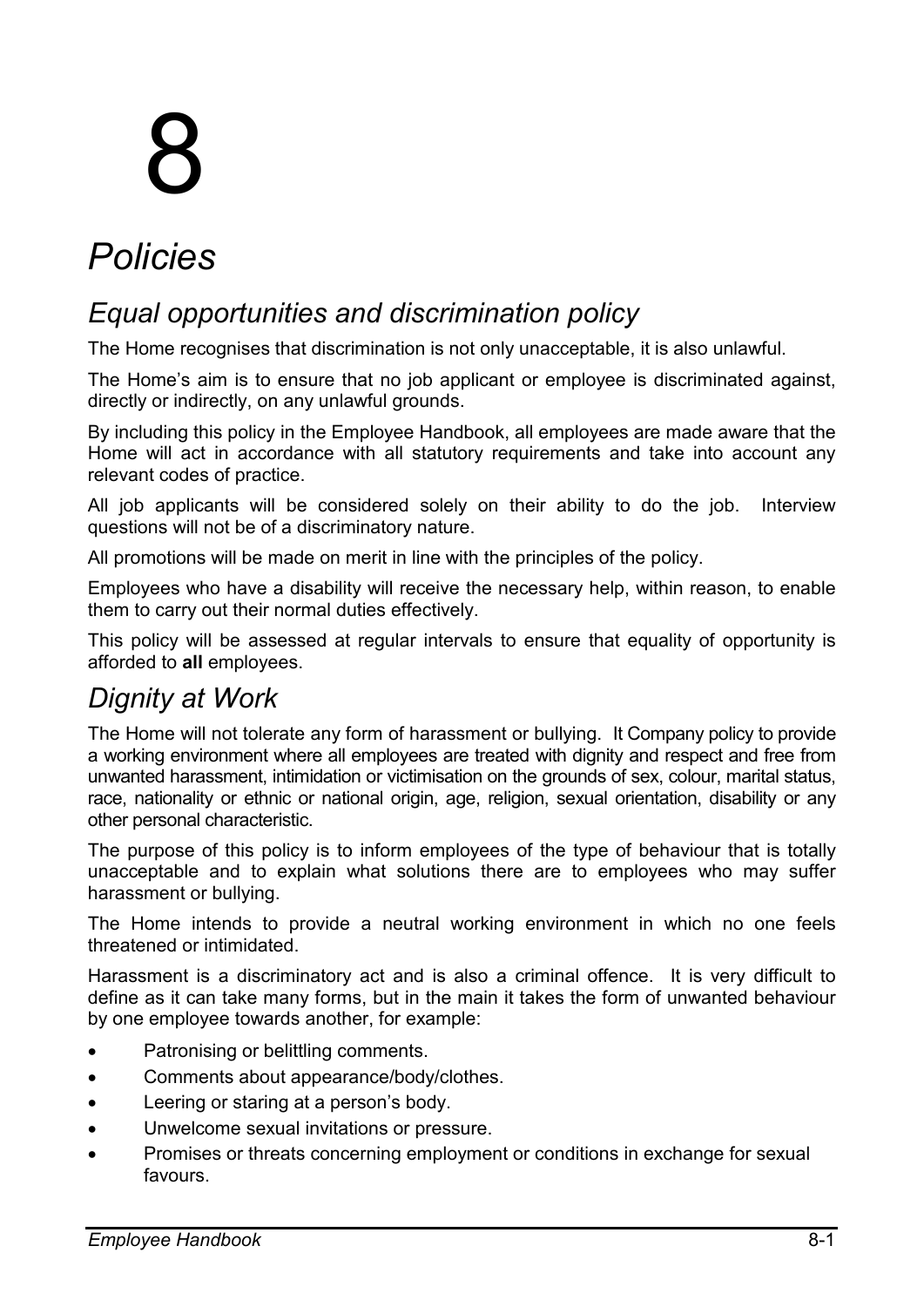# 8

# *Policies*

## *Equal opportunities and discrimination policy*

The Home recognises that discrimination is not only unacceptable, it is also unlawful.

The Home's aim is to ensure that no job applicant or employee is discriminated against, directly or indirectly, on any unlawful grounds.

By including this policy in the Employee Handbook, all employees are made aware that the Home will act in accordance with all statutory requirements and take into account any relevant codes of practice.

All job applicants will be considered solely on their ability to do the job. Interview questions will not be of a discriminatory nature.

All promotions will be made on merit in line with the principles of the policy.

Employees who have a disability will receive the necessary help, within reason, to enable them to carry out their normal duties effectively.

This policy will be assessed at regular intervals to ensure that equality of opportunity is afforded to **all** employees.

## *Dignity at Work*

The Home will not tolerate any form of harassment or bullying. It Company policy to provide a working environment where all employees are treated with dignity and respect and free from unwanted harassment, intimidation or victimisation on the grounds of sex, colour, marital status, race, nationality or ethnic or national origin, age, religion, sexual orientation, disability or any other personal characteristic.

The purpose of this policy is to inform employees of the type of behaviour that is totally unacceptable and to explain what solutions there are to employees who may suffer harassment or bullying.

The Home intends to provide a neutral working environment in which no one feels threatened or intimidated.

Harassment is a discriminatory act and is also a criminal offence. It is very difficult to define as it can take many forms, but in the main it takes the form of unwanted behaviour by one employee towards another, for example:

- Patronising or belittling comments.
- Comments about appearance/body/clothes.
- Leering or staring at a person's body.
- Unwelcome sexual invitations or pressure.
- Promises or threats concerning employment or conditions in exchange for sexual favours.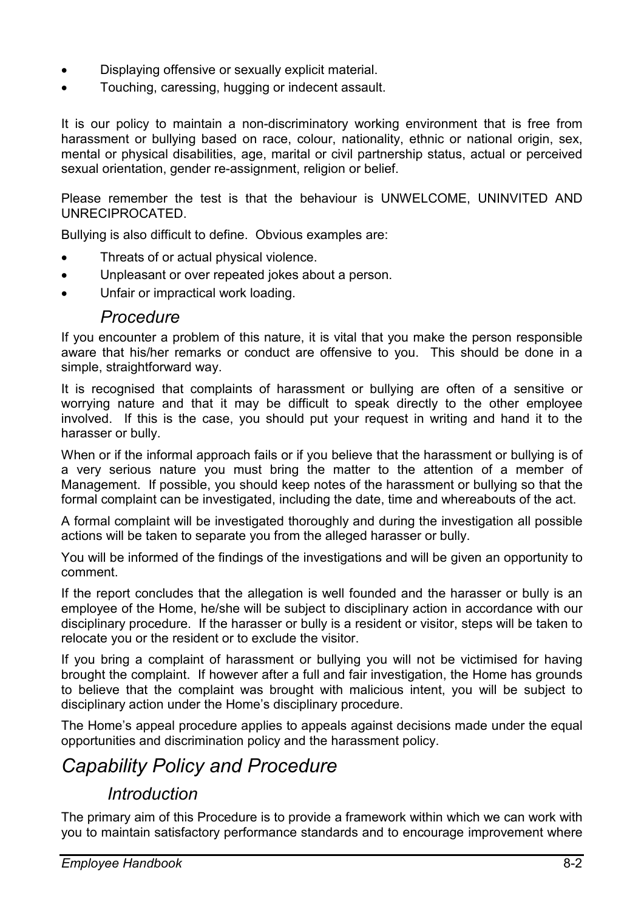- Displaying offensive or sexually explicit material.
- Touching, caressing, hugging or indecent assault.

It is our policy to maintain a non-discriminatory working environment that is free from harassment or bullying based on race, colour, nationality, ethnic or national origin, sex, mental or physical disabilities, age, marital or civil partnership status, actual or perceived sexual orientation, gender re-assignment, religion or belief.

Please remember the test is that the behaviour is UNWELCOME, UNINVITED AND UNRECIPROCATED.

Bullying is also difficult to define. Obvious examples are:

- Threats of or actual physical violence.
- Unpleasant or over repeated jokes about a person.
- Unfair or impractical work loading.

### *Procedure*

If you encounter a problem of this nature, it is vital that you make the person responsible aware that his/her remarks or conduct are offensive to you. This should be done in a simple, straightforward way.

It is recognised that complaints of harassment or bullying are often of a sensitive or worrying nature and that it may be difficult to speak directly to the other employee involved. If this is the case, you should put your request in writing and hand it to the harasser or bully.

When or if the informal approach fails or if you believe that the harassment or bullying is of a very serious nature you must bring the matter to the attention of a member of Management. If possible, you should keep notes of the harassment or bullying so that the formal complaint can be investigated, including the date, time and whereabouts of the act.

A formal complaint will be investigated thoroughly and during the investigation all possible actions will be taken to separate you from the alleged harasser or bully.

You will be informed of the findings of the investigations and will be given an opportunity to comment.

If the report concludes that the allegation is well founded and the harasser or bully is an employee of the Home, he/she will be subject to disciplinary action in accordance with our disciplinary procedure. If the harasser or bully is a resident or visitor, steps will be taken to relocate you or the resident or to exclude the visitor.

If you bring a complaint of harassment or bullying you will not be victimised for having brought the complaint. If however after a full and fair investigation, the Home has grounds to believe that the complaint was brought with malicious intent, you will be subject to disciplinary action under the Home's disciplinary procedure.

The Home's appeal procedure applies to appeals against decisions made under the equal opportunities and discrimination policy and the harassment policy.

## *Capability Policy and Procedure*

### *Introduction*

The primary aim of this Procedure is to provide a framework within which we can work with you to maintain satisfactory performance standards and to encourage improvement where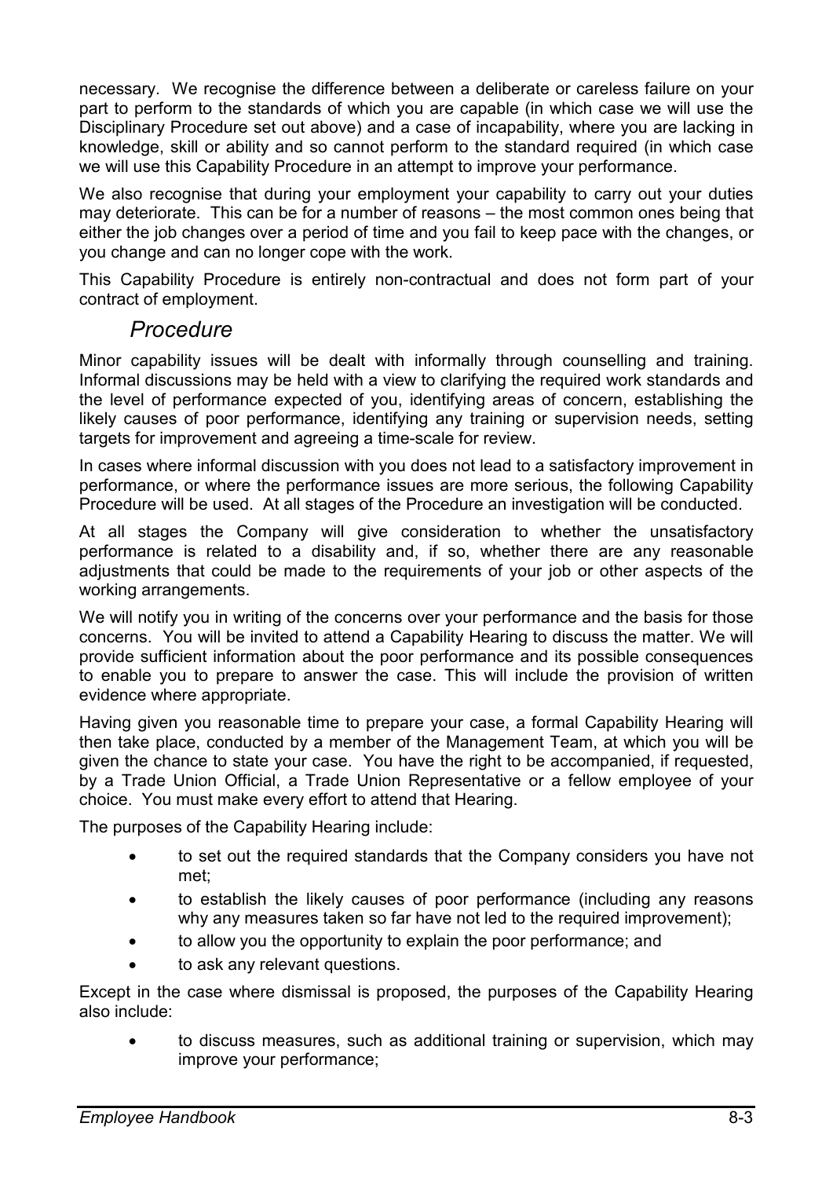necessary. We recognise the difference between a deliberate or careless failure on your part to perform to the standards of which you are capable (in which case we will use the Disciplinary Procedure set out above) and a case of incapability, where you are lacking in knowledge, skill or ability and so cannot perform to the standard required (in which case we will use this Capability Procedure in an attempt to improve your performance.

We also recognise that during your employment your capability to carry out your duties may deteriorate. This can be for a number of reasons – the most common ones being that either the job changes over a period of time and you fail to keep pace with the changes, or you change and can no longer cope with the work.

This Capability Procedure is entirely non-contractual and does not form part of your contract of employment.

### *Procedure*

Minor capability issues will be dealt with informally through counselling and training. Informal discussions may be held with a view to clarifying the required work standards and the level of performance expected of you, identifying areas of concern, establishing the likely causes of poor performance, identifying any training or supervision needs, setting targets for improvement and agreeing a time-scale for review.

In cases where informal discussion with you does not lead to a satisfactory improvement in performance, or where the performance issues are more serious, the following Capability Procedure will be used. At all stages of the Procedure an investigation will be conducted.

At all stages the Company will give consideration to whether the unsatisfactory performance is related to a disability and, if so, whether there are any reasonable adjustments that could be made to the requirements of your job or other aspects of the working arrangements.

We will notify you in writing of the concerns over your performance and the basis for those concerns. You will be invited to attend a Capability Hearing to discuss the matter. We will provide sufficient information about the poor performance and its possible consequences to enable you to prepare to answer the case. This will include the provision of written evidence where appropriate.

Having given you reasonable time to prepare your case, a formal Capability Hearing will then take place, conducted by a member of the Management Team, at which you will be given the chance to state your case. You have the right to be accompanied, if requested, by a Trade Union Official, a Trade Union Representative or a fellow employee of your choice. You must make every effort to attend that Hearing.

The purposes of the Capability Hearing include:

- to set out the required standards that the Company considers you have not met;
- to establish the likely causes of poor performance (including any reasons why any measures taken so far have not led to the required improvement);
- to allow you the opportunity to explain the poor performance; and
- to ask any relevant questions.

Except in the case where dismissal is proposed, the purposes of the Capability Hearing also include:

- to discuss measures, such as additional training or supervision, which may improve your performance;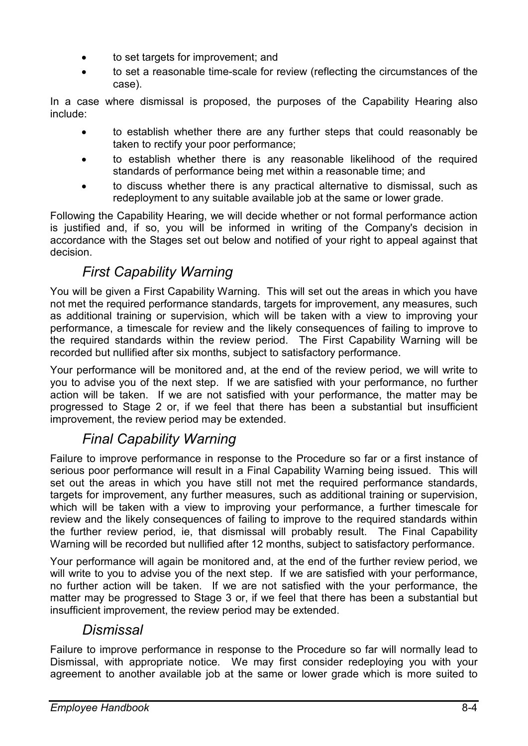- to set targets for improvement; and
- to set a reasonable time-scale for review (reflecting the circumstances of the case).

In a case where dismissal is proposed, the purposes of the Capability Hearing also include:

- to establish whether there are any further steps that could reasonably be taken to rectify your poor performance;
- to establish whether there is any reasonable likelihood of the required standards of performance being met within a reasonable time; and
- to discuss whether there is any practical alternative to dismissal, such as redeployment to any suitable available job at the same or lower grade.

Following the Capability Hearing, we will decide whether or not formal performance action is justified and, if so, you will be informed in writing of the Company's decision in accordance with the Stages set out below and notified of your right to appeal against that decision.

### *First Capability Warning*

You will be given a First Capability Warning. This will set out the areas in which you have not met the required performance standards, targets for improvement, any measures, such as additional training or supervision, which will be taken with a view to improving your performance, a timescale for review and the likely consequences of failing to improve to the required standards within the review period. The First Capability Warning will be recorded but nullified after six months, subject to satisfactory performance.

Your performance will be monitored and, at the end of the review period, we will write to you to advise you of the next step. If we are satisfied with your performance, no further action will be taken. If we are not satisfied with your performance, the matter may be progressed to Stage 2 or, if we feel that there has been a substantial but insufficient improvement, the review period may be extended.

### *Final Capability Warning*

Failure to improve performance in response to the Procedure so far or a first instance of serious poor performance will result in a Final Capability Warning being issued. This will set out the areas in which you have still not met the required performance standards, targets for improvement, any further measures, such as additional training or supervision, which will be taken with a view to improving your performance, a further timescale for review and the likely consequences of failing to improve to the required standards within the further review period, ie, that dismissal will probably result. The Final Capability Warning will be recorded but nullified after 12 months, subject to satisfactory performance.

Your performance will again be monitored and, at the end of the further review period, we will write to you to advise you of the next step. If we are satisfied with your performance, no further action will be taken. If we are not satisfied with the your performance, the matter may be progressed to Stage 3 or, if we feel that there has been a substantial but insufficient improvement, the review period may be extended.

### *Dismissal*

Failure to improve performance in response to the Procedure so far will normally lead to Dismissal, with appropriate notice. We may first consider redeploying you with your agreement to another available job at the same or lower grade which is more suited to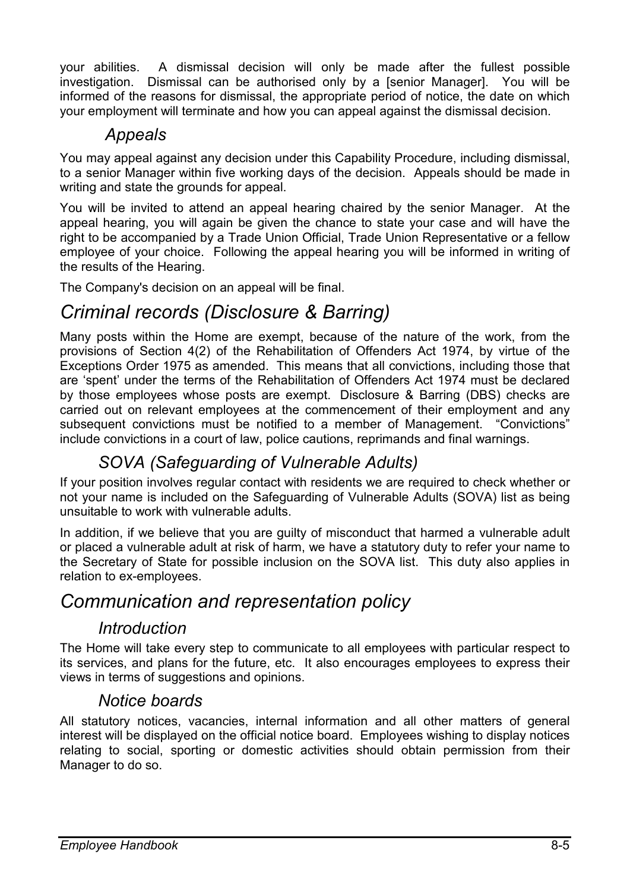your abilities. A dismissal decision will only be made after the fullest possible investigation. Dismissal can be authorised only by a [senior Manager]. You will be informed of the reasons for dismissal, the appropriate period of notice, the date on which your employment will terminate and how you can appeal against the dismissal decision.

### *Appeals*

You may appeal against any decision under this Capability Procedure, including dismissal, to a senior Manager within five working days of the decision. Appeals should be made in writing and state the grounds for appeal.

You will be invited to attend an appeal hearing chaired by the senior Manager. At the appeal hearing, you will again be given the chance to state your case and will have the right to be accompanied by a Trade Union Official, Trade Union Representative or a fellow employee of your choice. Following the appeal hearing you will be informed in writing of the results of the Hearing.

The Company's decision on an appeal will be final.

## *Criminal records (Disclosure & Barring)*

Many posts within the Home are exempt, because of the nature of the work, from the provisions of Section 4(2) of the Rehabilitation of Offenders Act 1974, by virtue of the Exceptions Order 1975 as amended. This means that all convictions, including those that are 'spent' under the terms of the Rehabilitation of Offenders Act 1974 must be declared by those employees whose posts are exempt. Disclosure & Barring (DBS) checks are carried out on relevant employees at the commencement of their employment and any subsequent convictions must be notified to a member of Management. "Convictions" include convictions in a court of law, police cautions, reprimands and final warnings.

### *SOVA (Safeguarding of Vulnerable Adults)*

If your position involves regular contact with residents we are required to check whether or not your name is included on the Safeguarding of Vulnerable Adults (SOVA) list as being unsuitable to work with vulnerable adults.

In addition, if we believe that you are guilty of misconduct that harmed a vulnerable adult or placed a vulnerable adult at risk of harm, we have a statutory duty to refer your name to the Secretary of State for possible inclusion on the SOVA list. This duty also applies in relation to ex-employees.

## *Communication and representation policy*

### *Introduction*

The Home will take every step to communicate to all employees with particular respect to its services, and plans for the future, etc. It also encourages employees to express their views in terms of suggestions and opinions.

### *Notice boards*

All statutory notices, vacancies, internal information and all other matters of general interest will be displayed on the official notice board. Employees wishing to display notices relating to social, sporting or domestic activities should obtain permission from their Manager to do so.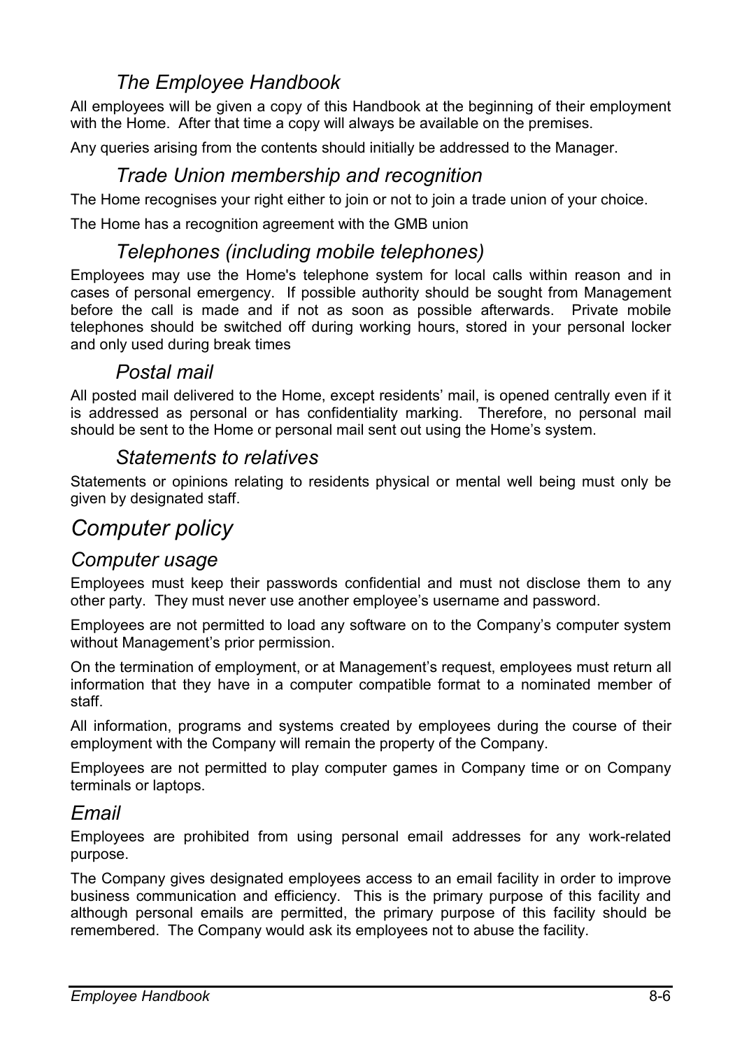### *The Employee Handbook*

All employees will be given a copy of this Handbook at the beginning of their employment with the Home. After that time a copy will always be available on the premises.

Any queries arising from the contents should initially be addressed to the Manager.

### *Trade Union membership and recognition*

The Home recognises your right either to join or not to join a trade union of your choice.

The Home has a recognition agreement with the GMB union

### *Telephones (including mobile telephones)*

Employees may use the Home's telephone system for local calls within reason and in cases of personal emergency. If possible authority should be sought from Management before the call is made and if not as soon as possible afterwards. Private mobile telephones should be switched off during working hours, stored in your personal locker and only used during break times

### *Postal mail*

All posted mail delivered to the Home, except residents' mail, is opened centrally even if it is addressed as personal or has confidentiality marking. Therefore, no personal mail should be sent to the Home or personal mail sent out using the Home's system.

### *Statements to relatives*

Statements or opinions relating to residents physical or mental well being must only be given by designated staff.

# *Computer policy*

## *Computer usage*

Employees must keep their passwords confidential and must not disclose them to any other party. They must never use another employee's username and password.

Employees are not permitted to load any software on to the Company's computer system without Management's prior permission.

On the termination of employment, or at Management's request, employees must return all information that they have in a computer compatible format to a nominated member of staff.

All information, programs and systems created by employees during the course of their employment with the Company will remain the property of the Company.

Employees are not permitted to play computer games in Company time or on Company terminals or laptops.

## *Email*

Employees are prohibited from using personal email addresses for any work-related purpose.

The Company gives designated employees access to an email facility in order to improve business communication and efficiency. This is the primary purpose of this facility and although personal emails are permitted, the primary purpose of this facility should be remembered. The Company would ask its employees not to abuse the facility.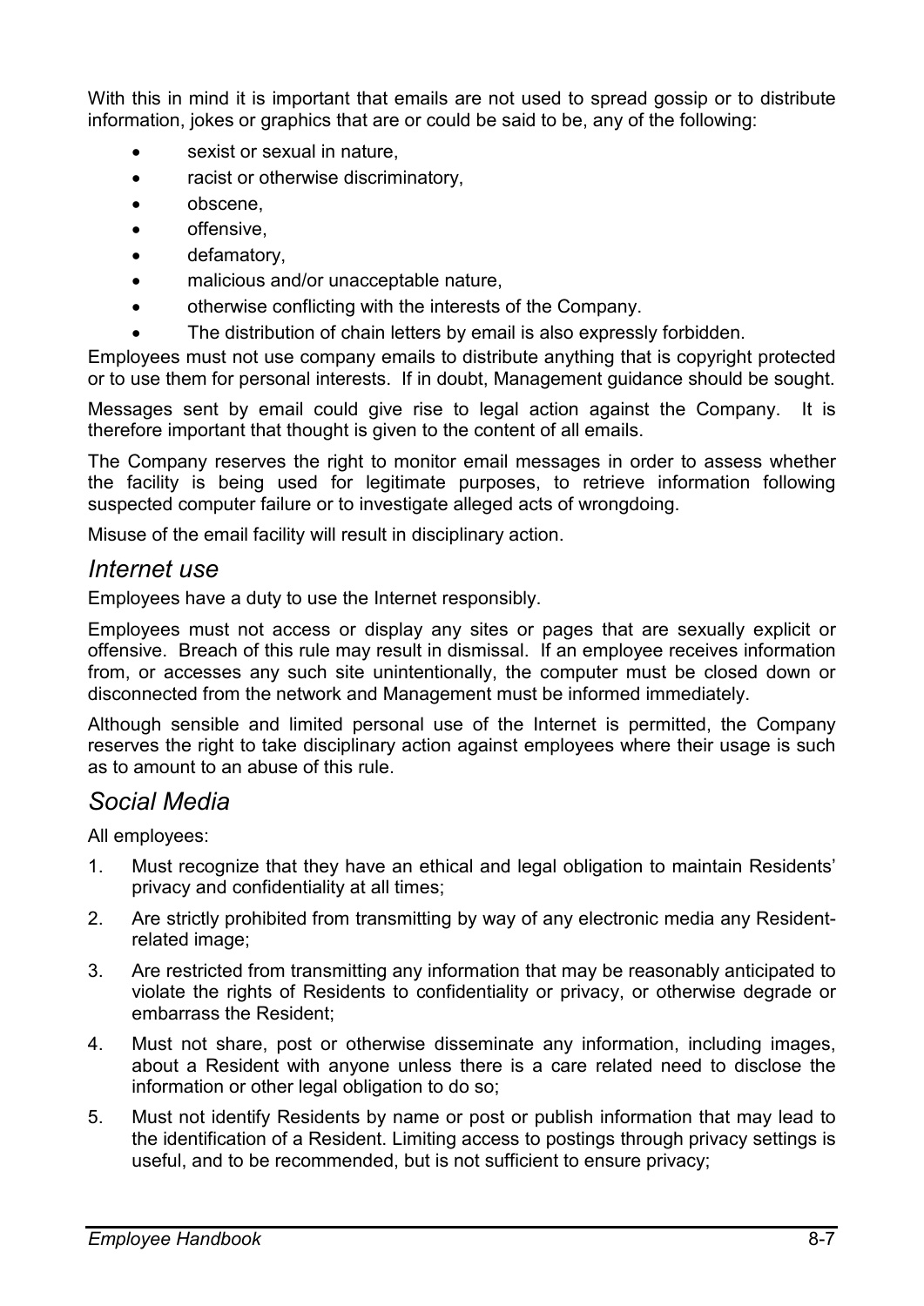With this in mind it is important that emails are not used to spread gossip or to distribute information, jokes or graphics that are or could be said to be, any of the following:

- sexist or sexual in nature,
- racist or otherwise discriminatory,
- obscene,
- offensive,
- defamatory,
- malicious and/or unacceptable nature,
- otherwise conflicting with the interests of the Company.
- The distribution of chain letters by email is also expressly forbidden.

Employees must not use company emails to distribute anything that is copyright protected or to use them for personal interests. If in doubt, Management guidance should be sought.

Messages sent by email could give rise to legal action against the Company. It is therefore important that thought is given to the content of all emails.

The Company reserves the right to monitor email messages in order to assess whether the facility is being used for legitimate purposes, to retrieve information following suspected computer failure or to investigate alleged acts of wrongdoing.

Misuse of the email facility will result in disciplinary action.

## *Internet use*

Employees have a duty to use the Internet responsibly.

Employees must not access or display any sites or pages that are sexually explicit or offensive. Breach of this rule may result in dismissal. If an employee receives information from, or accesses any such site unintentionally, the computer must be closed down or disconnected from the network and Management must be informed immediately.

Although sensible and limited personal use of the Internet is permitted, the Company reserves the right to take disciplinary action against employees where their usage is such as to amount to an abuse of this rule.

## *Social Media*

All employees:

1. Must recognize that they have an ethical and legal obligation to maintain Residents' privacy and confidentiality at all times;
2. Are strictly prohibited from transmitting by way of any electronic media any Resident-related image;
3. Are restricted from transmitting any information that may be reasonably anticipated to violate the rights of Residents to confidentiality or privacy, or otherwise degrade or embarrass the Resident;
4. Must not share, post or otherwise disseminate any information, including images, about a Resident with anyone unless there is a care related need to disclose the information or other legal obligation to do so;
5. Must not identify Residents by name or post or publish information that may lead to the identification of a Resident. Limiting access to postings through privacy settings is useful, and to be recommended, but is not sufficient to ensure privacy;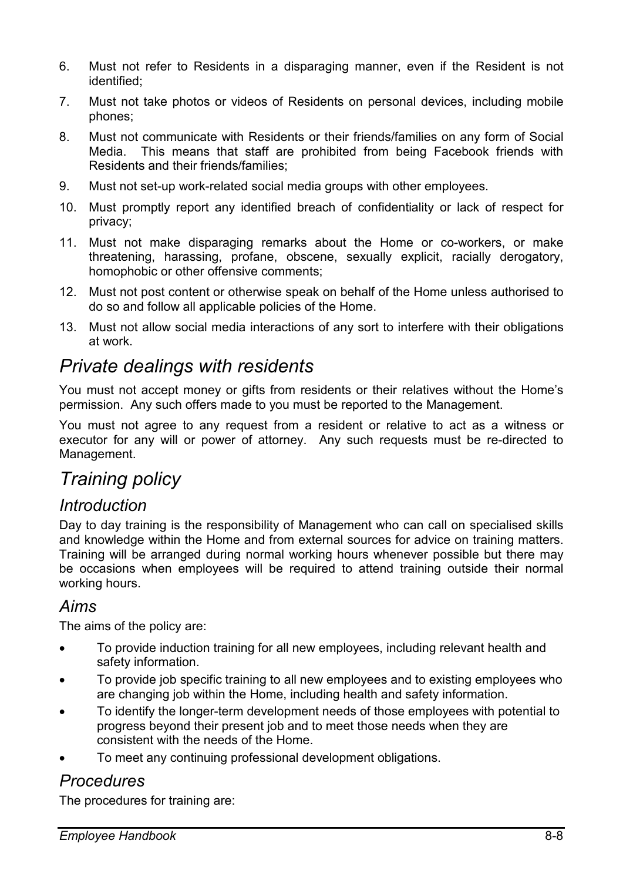6. Must not refer to Residents in a disparaging manner, even if the Resident is not identified;
7. Must not take photos or videos of Residents on personal devices, including mobile phones;
8. Must not communicate with Residents or their friends/families on any form of Social Media. This means that staff are prohibited from being Facebook friends with Residents and their friends/families;
9. Must not set-up work-related social media groups with other employees.
10. Must promptly report any identified breach of confidentiality or lack of respect for privacy;
11. Must not make disparaging remarks about the Home or co-workers, or make threatening, harassing, profane, obscene, sexually explicit, racially derogatory, homophobic or other offensive comments;
12. Must not post content or otherwise speak on behalf of the Home unless authorised to do so and follow all applicable policies of the Home.
13. Must not allow social media interactions of any sort to interfere with their obligations at work.

## *Private dealings with residents*

You must not accept money or gifts from residents or their relatives without the Home's permission. Any such offers made to you must be reported to the Management.

You must not agree to any request from a resident or relative to act as a witness or executor for any will or power of attorney. Any such requests must be re-directed to Management.

## *Training policy*

### *Introduction*

Day to day training is the responsibility of Management who can call on specialised skills and knowledge within the Home and from external sources for advice on training matters. Training will be arranged during normal working hours whenever possible but there may be occasions when employees will be required to attend training outside their normal working hours.

### *Aims*

The aims of the policy are:

- To provide induction training for all new employees, including relevant health and safety information.
- To provide job specific training to all new employees and to existing employees who are changing job within the Home, including health and safety information.
- To identify the longer-term development needs of those employees with potential to progress beyond their present job and to meet those needs when they are consistent with the needs of the Home.
- To meet any continuing professional development obligations.

### *Procedures*

The procedures for training are: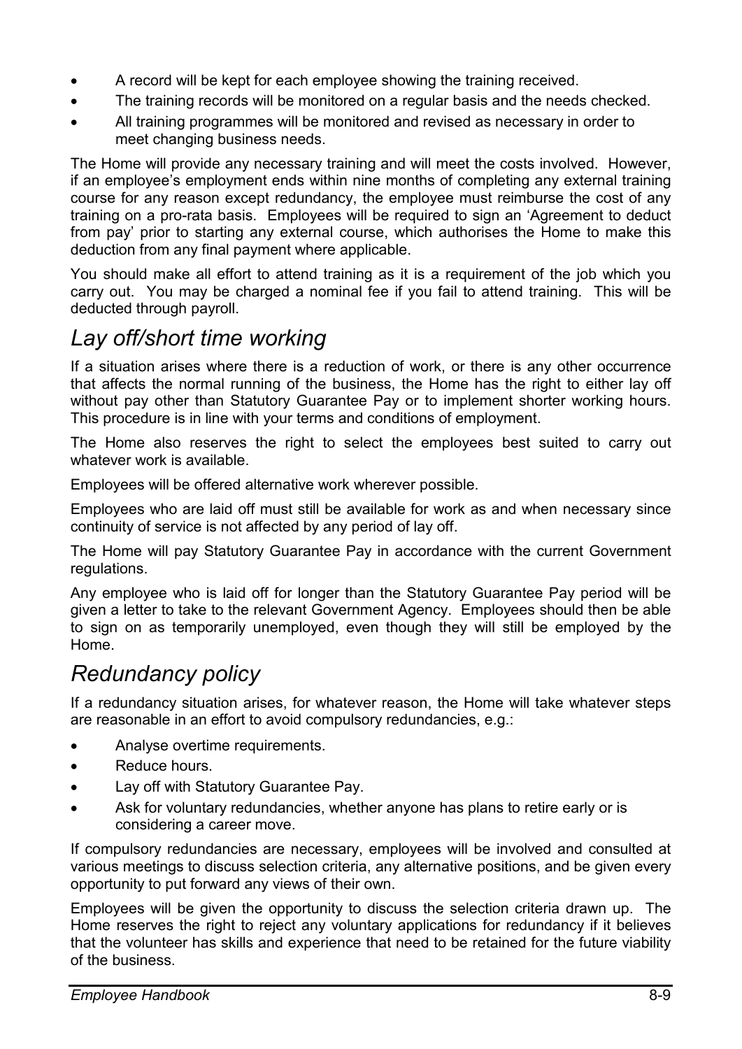- A record will be kept for each employee showing the training received.
- The training records will be monitored on a regular basis and the needs checked.
- All training programmes will be monitored and revised as necessary in order to meet changing business needs.

The Home will provide any necessary training and will meet the costs involved. However, if an employee's employment ends within nine months of completing any external training course for any reason except redundancy, the employee must reimburse the cost of any training on a pro-rata basis. Employees will be required to sign an 'Agreement to deduct from pay' prior to starting any external course, which authorises the Home to make this deduction from any final payment where applicable.

You should make all effort to attend training as it is a requirement of the job which you carry out. You may be charged a nominal fee if you fail to attend training. This will be deducted through payroll.

## *Lay off/short time working*

If a situation arises where there is a reduction of work, or there is any other occurrence that affects the normal running of the business, the Home has the right to either lay off without pay other than Statutory Guarantee Pay or to implement shorter working hours. This procedure is in line with your terms and conditions of employment.

The Home also reserves the right to select the employees best suited to carry out whatever work is available.

Employees will be offered alternative work wherever possible.

Employees who are laid off must still be available for work as and when necessary since continuity of service is not affected by any period of lay off.

The Home will pay Statutory Guarantee Pay in accordance with the current Government regulations.

Any employee who is laid off for longer than the Statutory Guarantee Pay period will be given a letter to take to the relevant Government Agency. Employees should then be able to sign on as temporarily unemployed, even though they will still be employed by the Home.

## *Redundancy policy*

If a redundancy situation arises, for whatever reason, the Home will take whatever steps are reasonable in an effort to avoid compulsory redundancies, e.g.:

- Analyse overtime requirements.
- Reduce hours.
- Lay off with Statutory Guarantee Pay.
- Ask for voluntary redundancies, whether anyone has plans to retire early or is considering a career move.

If compulsory redundancies are necessary, employees will be involved and consulted at various meetings to discuss selection criteria, any alternative positions, and be given every opportunity to put forward any views of their own.

Employees will be given the opportunity to discuss the selection criteria drawn up. The Home reserves the right to reject any voluntary applications for redundancy if it believes that the volunteer has skills and experience that need to be retained for the future viability of the business.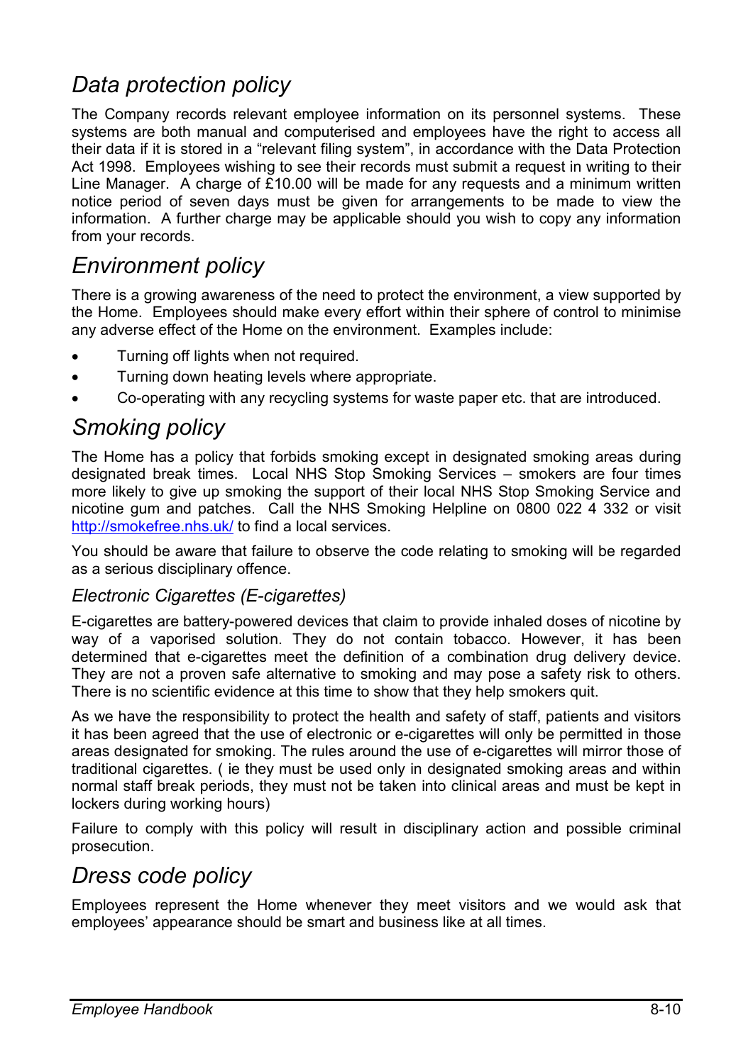## Data protection policy

The Company records relevant employee information on its personnel systems. These systems are both manual and computerised and employees have the right to access all their data if it is stored in a "relevant filing system", in accordance with the Data Protection Act 1998. Employees wishing to see their records must submit a request in writing to their Line Manager. A charge of £10.00 will be made for any requests and a minimum written notice period of seven days must be given for arrangements to be made to view the information. A further charge may be applicable should you wish to copy any information from your records.

## Environment policy

There is a growing awareness of the need to protect the environment, a view supported by the Home. Employees should make every effort within their sphere of control to minimise any adverse effect of the Home on the environment. Examples include:

- Turning off lights when not required.
- Turning down heating levels where appropriate.
- Co-operating with any recycling systems for waste paper etc. that are introduced.

## Smoking policy

The Home has a policy that forbids smoking except in designated smoking areas during designated break times. Local NHS Stop Smoking Services – smokers are four times more likely to give up smoking the support of their local NHS Stop Smoking Service and nicotine gum and patches. Call the NHS Smoking Helpline on 0800 022 4 332 or visit [http://smokefree.nhs.uk/](http://smokefree.nhs.uk/) to find a local services.

You should be aware that failure to observe the code relating to smoking will be regarded as a serious disciplinary offence.

### Electronic Cigarettes (E-cigarettes)

E-cigarettes are battery-powered devices that claim to provide inhaled doses of nicotine by way of a vaporised solution. They do not contain tobacco. However, it has been determined that e-cigarettes meet the definition of a combination drug delivery device. They are not a proven safe alternative to smoking and may pose a safety risk to others. There is no scientific evidence at this time to show that they help smokers quit.

As we have the responsibility to protect the health and safety of staff, patients and visitors it has been agreed that the use of electronic or e-cigarettes will only be permitted in those areas designated for smoking. The rules around the use of e-cigarettes will mirror those of traditional cigarettes. ( ie they must be used only in designated smoking areas and within normal staff break periods, they must not be taken into clinical areas and must be kept in lockers during working hours)

Failure to comply with this policy will result in disciplinary action and possible criminal prosecution.

## Dress code policy

Employees represent the Home whenever they meet visitors and we would ask that employees' appearance should be smart and business like at all times.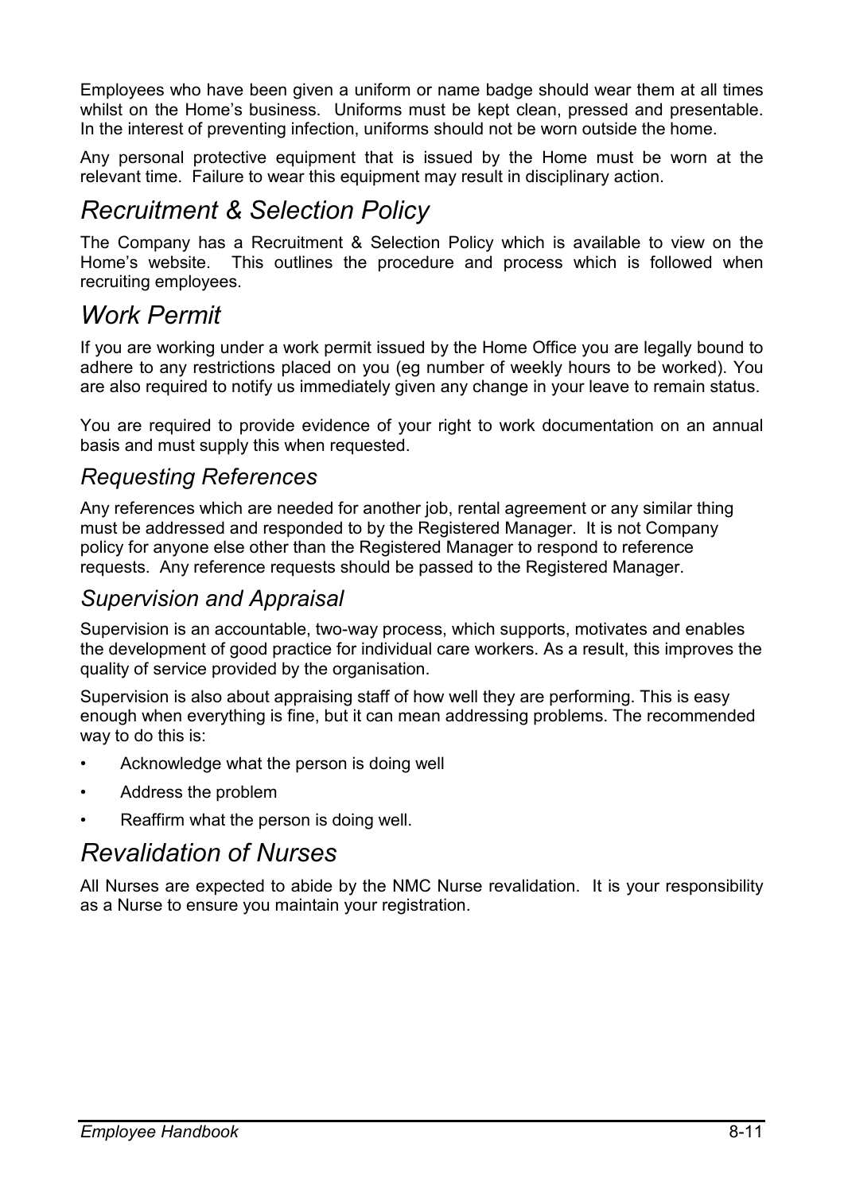Employees who have been given a uniform or name badge should wear them at all times whilst on the Home's business. Uniforms must be kept clean, pressed and presentable. In the interest of preventing infection, uniforms should not be worn outside the home.

Any personal protective equipment that is issued by the Home must be worn at the relevant time. Failure to wear this equipment may result in disciplinary action.

## *Recruitment & Selection Policy*

The Company has a Recruitment & Selection Policy which is available to view on the Home's website. This outlines the procedure and process which is followed when recruiting employees.

## *Work Permit*

If you are working under a work permit issued by the Home Office you are legally bound to adhere to any restrictions placed on you (eg number of weekly hours to be worked). You are also required to notify us immediately given any change in your leave to remain status.

You are required to provide evidence of your right to work documentation on an annual basis and must supply this when requested.

### *Requesting References*

Any references which are needed for another job, rental agreement or any similar thing must be addressed and responded to by the Registered Manager. It is not Company policy for anyone else other than the Registered Manager to respond to reference requests. Any reference requests should be passed to the Registered Manager.

### *Supervision and Appraisal*

Supervision is an accountable, two-way process, which supports, motivates and enables the development of good practice for individual care workers. As a result, this improves the quality of service provided by the organisation.

Supervision is also about appraising staff of how well they are performing. This is easy enough when everything is fine, but it can mean addressing problems. The recommended way to do this is:

- Acknowledge what the person is doing well
- Address the problem
- Reaffirm what the person is doing well.

## *Revalidation of Nurses*

All Nurses are expected to abide by the NMC Nurse revalidation. It is your responsibility as a Nurse to ensure you maintain your registration.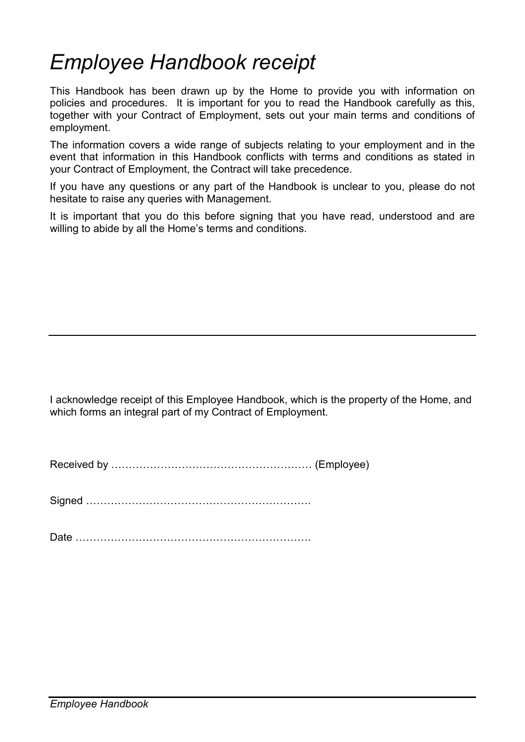# *Employee Handbook receipt*

This Handbook has been drawn up by the Home to provide you with information on policies and procedures. It is important for you to read the Handbook carefully as this, together with your Contract of Employment, sets out your main terms and conditions of employment.

The information covers a wide range of subjects relating to your employment and in the event that information in this Handbook conflicts with terms and conditions as stated in your Contract of Employment, the Contract will take precedence.

If you have any questions or any part of the Handbook is unclear to you, please do not hesitate to raise any queries with Management.

It is important that you do this before signing that you have read, understood and are willing to abide by all the Home's terms and conditions.

---

I acknowledge receipt of this Employee Handbook, which is the property of the Home, and which forms an integral part of my Contract of Employment.

Received by ………………………………………………… (Employee)

Signed ……………………………………………………….

Date ………………………………………………………….